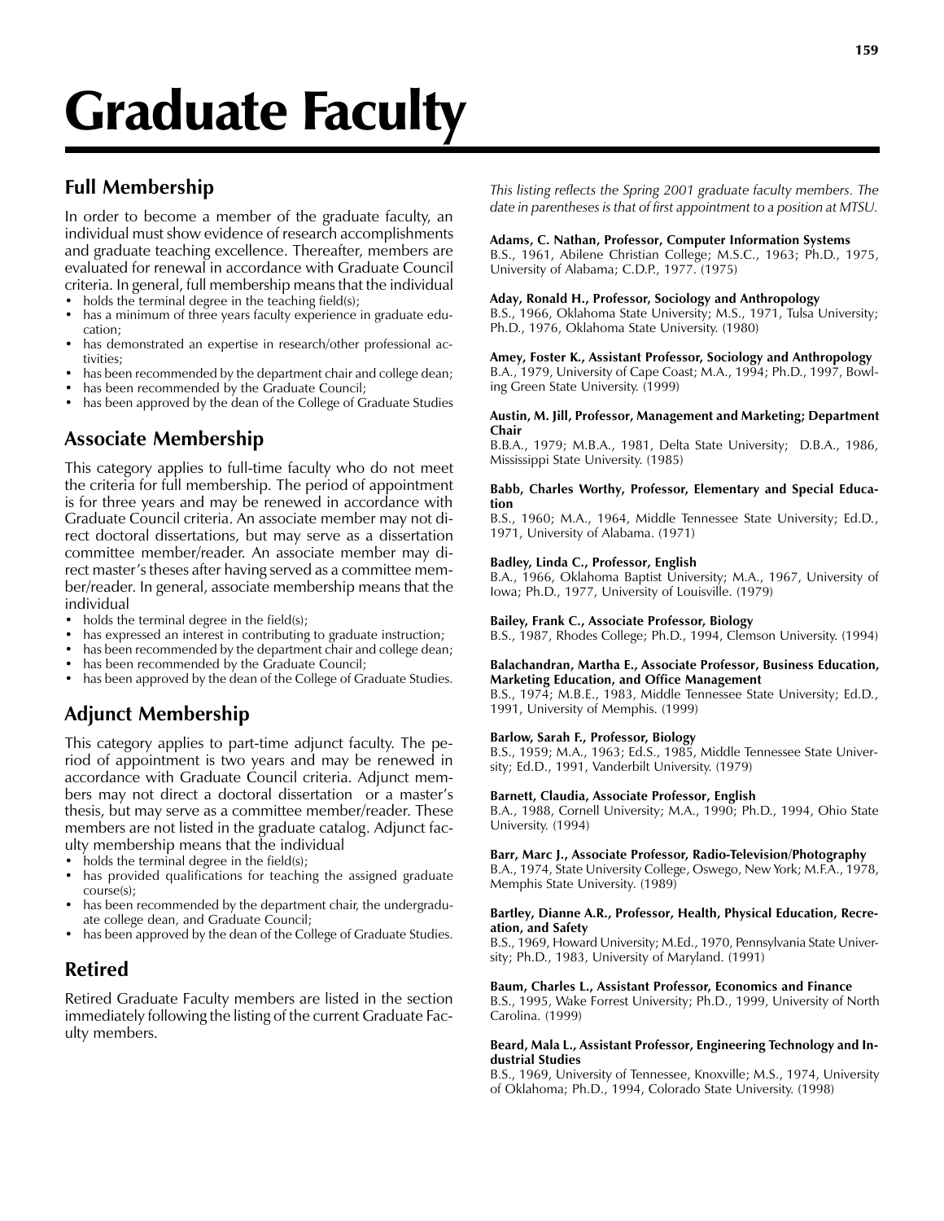# Graduate Faculty

## Full Membership

In order to become a member of the graduate faculty, an individual must show evidence of research accomplishments and graduate teaching excellence. Thereafter, members are evaluated for renewal in accordance with Graduate Council criteria. In general, full membership means that the individual

- holds the terminal degree in the teaching field(s);
- has a minimum of three years faculty experience in graduate education;
- has demonstrated an expertise in research/other professional activities;
- has been recommended by the department chair and college dean;
- has been recommended by the Graduate Council;
- has been approved by the dean of the College of Graduate Studies

## Associate Membership

This category applies to full-time faculty who do not meet the criteria for full membership. The period of appointment is for three years and may be renewed in accordance with Graduate Council criteria. An associate member may not direct doctoral dissertations, but may serve as a dissertation committee member/reader. An associate member may direct master's theses after having served as a committee member/reader. In general, associate membership means that the individual

- holds the terminal degree in the field(s);
- has expressed an interest in contributing to graduate instruction;
- has been recommended by the department chair and college dean;
- has been recommended by the Graduate Council;
- has been approved by the dean of the College of Graduate Studies.

## Adjunct Membership

This category applies to part-time adjunct faculty. The period of appointment is two years and may be renewed in accordance with Graduate Council criteria. Adjunct members may not direct a doctoral dissertation or a master's thesis, but may serve as a committee member/reader. These members are not listed in the graduate catalog. Adjunct faculty membership means that the individual

- holds the terminal degree in the field(s);
- has provided qualifications for teaching the assigned graduate course(s);
- has been recommended by the department chair, the undergraduate college dean, and Graduate Council;
- has been approved by the dean of the College of Graduate Studies.

## Retired

Retired Graduate Faculty members are listed in the section immediately following the listing of the current Graduate Faculty members.

*This listing reflects the Spring 2001 graduate faculty members. The date in parentheses is that of first appointment to a position at MTSU.*

**Adams, C. Nathan, Professor, Computer Information Systems**
B.S., 1961, Abilene Christian College; M.S.C., 1963; Ph.D., 1975, University of Alabama; C.D.P., 1977. (1975)

**Aday, Ronald H., Professor, Sociology and Anthropology**
B.S., 1966, Oklahoma State University; M.S., 1971, Tulsa University; Ph.D., 1976, Oklahoma State University. (1980)

**Amey, Foster K., Assistant Professor, Sociology and Anthropology**
B.A., 1979, University of Cape Coast; M.A., 1994; Ph.D., 1997, Bowling Green State University. (1999)

**Austin, M. Jill, Professor, Management and Marketing; Department Chair**
B.B.A., 1979; M.B.A., 1981, Delta State University; D.B.A., 1986, Mississippi State University. (1985)

**Babb, Charles Worthy, Professor, Elementary and Special Education**
B.S., 1960; M.A., 1964, Middle Tennessee State University; Ed.D., 1971, University of Alabama. (1971)

**Badley, Linda C., Professor, English**
B.A., 1966, Oklahoma Baptist University; M.A., 1967, University of Iowa; Ph.D., 1977, University of Louisville. (1979)

**Bailey, Frank C., Associate Professor, Biology**
B.S., 1987, Rhodes College; Ph.D., 1994, Clemson University. (1994)

**Balachandran, Martha E., Associate Professor, Business Education, Marketing Education, and Office Management**
B.S., 1974; M.B.E., 1983, Middle Tennessee State University; Ed.D., 1991, University of Memphis. (1999)

**Barlow, Sarah F., Professor, Biology**
B.S., 1959; M.A., 1963; Ed.S., 1985, Middle Tennessee State University; Ed.D., 1991, Vanderbilt University. (1979)

**Barnett, Claudia, Associate Professor, English**
B.A., 1988, Cornell University; M.A., 1990; Ph.D., 1994, Ohio State University. (1994)

**Barr, Marc J., Associate Professor, Radio-Television/Photography**
B.A., 1974, State University College, Oswego, New York; M.F.A., 1978, Memphis State University. (1989)

**Bartley, Dianne A.R., Professor, Health, Physical Education, Recreation, and Safety**
B.S., 1969, Howard University; M.Ed., 1970, Pennsylvania State University; Ph.D., 1983, University of Maryland. (1991)

**Baum, Charles L., Assistant Professor, Economics and Finance**
B.S., 1995, Wake Forrest University; Ph.D., 1999, University of North Carolina. (1999)

**Beard, Mala L., Assistant Professor, Engineering Technology and Industrial Studies**
B.S., 1969, University of Tennessee, Knoxville; M.S., 1974, University of Oklahoma; Ph.D., 1994, Colorado State University. (1998)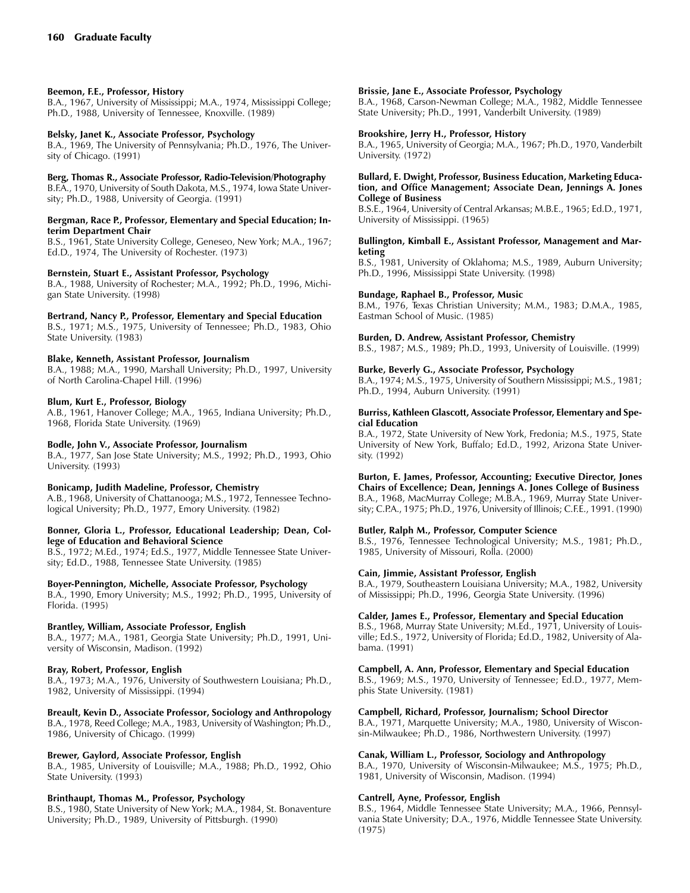**Beemon, F.E., Professor, History**
B.A., 1967, University of Mississippi; M.A., 1974, Mississippi College; Ph.D., 1988, University of Tennessee, Knoxville. (1989)

**Belsky, Janet K., Associate Professor, Psychology**
B.A., 1969, The University of Pennsylvania; Ph.D., 1976, The University of Chicago. (1991)

**Berg, Thomas R., Associate Professor, Radio-Television/Photography**
B.F.A., 1970, University of South Dakota, M.S., 1974, Iowa State University; Ph.D., 1988, University of Georgia. (1991)

**Bergman, Race P., Professor, Elementary and Special Education; Interim Department Chair**
B.S., 1961, State University College, Geneseo, New York; M.A., 1967; Ed.D., 1974, The University of Rochester. (1973)

**Bernstein, Stuart E., Assistant Professor, Psychology**
B.A., 1988, University of Rochester; M.A., 1992; Ph.D., 1996, Michigan State University. (1998)

**Bertrand, Nancy P., Professor, Elementary and Special Education**
B.S., 1971; M.S., 1975, University of Tennessee; Ph.D., 1983, Ohio State University. (1983)

**Blake, Kenneth, Assistant Professor, Journalism**
B.A., 1988; M.A., 1990, Marshall University; Ph.D., 1997, University of North Carolina-Chapel Hill. (1996)

**Blum, Kurt E., Professor, Biology**
A.B., 1961, Hanover College; M.A., 1965, Indiana University; Ph.D., 1968, Florida State University. (1969)

**Bodle, John V., Associate Professor, Journalism**
B.A., 1977, San Jose State University; M.S., 1992; Ph.D., 1993, Ohio University. (1993)

**Bonicamp, Judith Madeline, Professor, Chemistry**
A.B., 1968, University of Chattanooga; M.S., 1972, Tennessee Technological University; Ph.D., 1977, Emory University. (1982)

**Bonner, Gloria L., Professor, Educational Leadership; Dean, College of Education and Behavioral Science**
B.S., 1972; M.Ed., 1974; Ed.S., 1977, Middle Tennessee State University; Ed.D., 1988, Tennessee State University. (1985)

**Boyer-Pennington, Michelle, Associate Professor, Psychology**
B.A., 1990, Emory University; M.S., 1992; Ph.D., 1995, University of Florida. (1995)

**Brantley, William, Associate Professor, English**
B.A., 1977; M.A., 1981, Georgia State University; Ph.D., 1991, University of Wisconsin, Madison. (1992)

**Bray, Robert, Professor, English**
B.A., 1973; M.A., 1976, University of Southwestern Louisiana; Ph.D., 1982, University of Mississippi. (1994)

**Breault, Kevin D., Associate Professor, Sociology and Anthropology**
B.A., 1978, Reed College; M.A., 1983, University of Washington; Ph.D., 1986, University of Chicago. (1999)

**Brewer, Gaylord, Associate Professor, English**
B.A., 1985, University of Louisville; M.A., 1988; Ph.D., 1992, Ohio State University. (1993)

**Brinthaupt, Thomas M., Professor, Psychology**
B.S., 1980, State University of New York; M.A., 1984, St. Bonaventure University; Ph.D., 1989, University of Pittsburgh. (1990)

**Brissie, Jane E., Associate Professor, Psychology**
B.A., 1968, Carson-Newman College; M.A., 1982, Middle Tennessee State University; Ph.D., 1991, Vanderbilt University. (1989)

**Brookshire, Jerry H., Professor, History**
B.A., 1965, University of Georgia; M.A., 1967; Ph.D., 1970, Vanderbilt University. (1972)

**Bullard, E. Dwight, Professor, Business Education, Marketing Education, and Office Management; Associate Dean, Jennings A. Jones College of Business**
B.S.E., 1964, University of Central Arkansas; M.B.E., 1965; Ed.D., 1971, University of Mississippi. (1965)

**Bullington, Kimball E., Assistant Professor, Management and Marketing**
B.S., 1981, University of Oklahoma; M.S., 1989, Auburn University; Ph.D., 1996, Mississippi State University. (1998)

**Bundage, Raphael B., Professor, Music**
B.M., 1976, Texas Christian University; M.M., 1983; D.M.A., 1985, Eastman School of Music. (1985)

**Burden, D. Andrew, Assistant Professor, Chemistry**
B.S., 1987; M.S., 1989; Ph.D., 1993, University of Louisville. (1999)

**Burke, Beverly G., Associate Professor, Psychology**
B.A., 1974; M.S., 1975, University of Southern Mississippi; M.S., 1981; Ph.D., 1994, Auburn University. (1991)

**Burriss, Kathleen Glascott, Associate Professor, Elementary and Special Education**
B.A., 1972, State University of New York, Fredonia; M.S., 1975, State University of New York, Buffalo; Ed.D., 1992, Arizona State University. (1992)

**Burton, E. James, Professor, Accounting; Executive Director, Jones Chairs of Excellence; Dean, Jennings A. Jones College of Business**
B.A., 1968, MacMurray College; M.B.A., 1969, Murray State University; C.P.A., 1975; Ph.D., 1976, University of Illinois; C.F.E., 1991. (1990)

**Butler, Ralph M., Professor, Computer Science**
B.S., 1976, Tennessee Technological University; M.S., 1981; Ph.D., 1985, University of Missouri, Rolla. (2000)

**Cain, Jimmie, Assistant Professor, English**
B.A., 1979, Southeastern Louisiana University; M.A., 1982, University of Mississippi; Ph.D., 1996, Georgia State University. (1996)

**Calder, James E., Professor, Elementary and Special Education**
B.S., 1968, Murray State University; M.Ed., 1971, University of Louisville; Ed.S., 1972, University of Florida; Ed.D., 1982, University of Alabama. (1991)

**Campbell, A. Ann, Professor, Elementary and Special Education**
B.S., 1969; M.S., 1970, University of Tennessee; Ed.D., 1977, Memphis State University. (1981)

**Campbell, Richard, Professor, Journalism; School Director**
B.A., 1971, Marquette University; M.A., 1980, University of Wisconsin-Milwaukee; Ph.D., 1986, Northwestern University. (1997)

**Canak, William L., Professor, Sociology and Anthropology**
B.A., 1970, University of Wisconsin-Milwaukee; M.S., 1975; Ph.D., 1981, University of Wisconsin, Madison. (1994)

**Cantrell, Ayne, Professor, English**
B.S., 1964, Middle Tennessee State University; M.A., 1966, Pennsylvania State University; D.A., 1976, Middle Tennessee State University. (1975)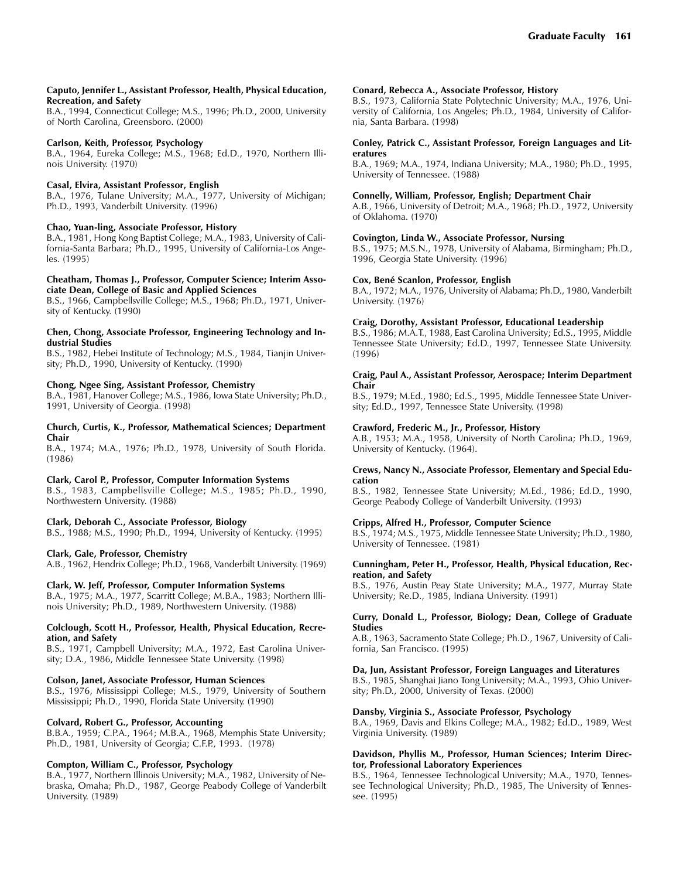**Caputo, Jennifer L., Assistant Professor, Health, Physical Education, Recreation, and Safety**
B.A., 1994, Connecticut College; M.S., 1996; Ph.D., 2000, University of North Carolina, Greensboro. (2000)

**Carlson, Keith, Professor, Psychology**
B.A., 1964, Eureka College; M.S., 1968; Ed.D., 1970, Northern Illinois University. (1970)

**Casal, Elvira, Assistant Professor, English**
B.A., 1976, Tulane University; M.A., 1977, University of Michigan; Ph.D., 1993, Vanderbilt University. (1996)

**Chao, Yuan-ling, Associate Professor, History**
B.A., 1981, Hong Kong Baptist College; M.A., 1983, University of California-Santa Barbara; Ph.D., 1995, University of California-Los Angeles. (1995)

**Cheatham, Thomas J., Professor, Computer Science; Interim Associate Dean, College of Basic and Applied Sciences**
B.S., 1966, Campbellsville College; M.S., 1968; Ph.D., 1971, University of Kentucky. (1990)

**Chen, Chong, Associate Professor, Engineering Technology and Industrial Studies**
B.S., 1982, Hebei Institute of Technology; M.S., 1984, Tianjin University; Ph.D., 1990, University of Kentucky. (1990)

**Chong, Ngee Sing, Assistant Professor, Chemistry**
B.A., 1981, Hanover College; M.S., 1986, Iowa State University; Ph.D., 1991, University of Georgia. (1998)

**Church, Curtis, K., Professor, Mathematical Sciences; Department Chair**
B.A., 1974; M.A., 1976; Ph.D., 1978, University of South Florida. (1986)

**Clark, Carol P., Professor, Computer Information Systems**
B.S., 1983, Campbellsville College; M.S., 1985; Ph.D., 1990, Northwestern University. (1988)

**Clark, Deborah C., Associate Professor, Biology**
B.S., 1988; M.S., 1990; Ph.D., 1994, University of Kentucky. (1995)

**Clark, Gale, Professor, Chemistry**
A.B., 1962, Hendrix College; Ph.D., 1968, Vanderbilt University. (1969)

**Clark, W. Jeff, Professor, Computer Information Systems**
B.A., 1975; M.A., 1977, Scarritt College; M.B.A., 1983; Northern Illinois University; Ph.D., 1989, Northwestern University. (1988)

**Colclough, Scott H., Professor, Health, Physical Education, Recreation, and Safety**
B.S., 1971, Campbell University; M.A., 1972, East Carolina University; D.A., 1986, Middle Tennessee State University. (1998)

**Colson, Janet, Associate Professor, Human Sciences**
B.S., 1976, Mississippi College; M.S., 1979, University of Southern Mississippi; Ph.D., 1990, Florida State University. (1990)

**Colvard, Robert G., Professor, Accounting**
B.B.A., 1959; C.P.A., 1964; M.B.A., 1968, Memphis State University; Ph.D., 1981, University of Georgia; C.F.P., 1993. (1978)

**Compton, William C., Professor, Psychology**
B.A., 1977, Northern Illinois University; M.A., 1982, University of Nebraska, Omaha; Ph.D., 1987, George Peabody College of Vanderbilt University. (1989)

**Conard, Rebecca A., Associate Professor, History**
B.S., 1973, California State Polytechnic University; M.A., 1976, University of California, Los Angeles; Ph.D., 1984, University of California, Santa Barbara. (1998)

**Conley, Patrick C., Assistant Professor, Foreign Languages and Literatures**
B.A., 1969; M.A., 1974, Indiana University; M.A., 1980; Ph.D., 1995, University of Tennessee. (1988)

**Connelly, William, Professor, English; Department Chair**
A.B., 1966, University of Detroit; M.A., 1968; Ph.D., 1972, University of Oklahoma. (1970)

**Covington, Linda W., Associate Professor, Nursing**
B.S., 1975; M.S.N., 1978, University of Alabama, Birmingham; Ph.D., 1996, Georgia State University. (1996)

**Cox, Bené Scanlon, Professor, English**
B.A., 1972; M.A., 1976, University of Alabama; Ph.D., 1980, Vanderbilt University. (1976)

**Craig, Dorothy, Assistant Professor, Educational Leadership**
B.S., 1986; M.A.T., 1988, East Carolina University; Ed.S., 1995, Middle Tennessee State University; Ed.D., 1997, Tennessee State University. (1996)

**Craig, Paul A., Assistant Professor, Aerospace; Interim Department Chair**
B.S., 1979; M.Ed., 1980; Ed.S., 1995, Middle Tennessee State University; Ed.D., 1997, Tennessee State University. (1998)

**Crawford, Frederic M., Jr., Professor, History**
A.B., 1953; M.A., 1958, University of North Carolina; Ph.D., 1969, University of Kentucky. (1964).

**Crews, Nancy N., Associate Professor, Elementary and Special Education**
B.S., 1982, Tennessee State University; M.Ed., 1986; Ed.D., 1990, George Peabody College of Vanderbilt University. (1993)

**Cripps, Alfred H., Professor, Computer Science**
B.S., 1974; M.S., 1975, Middle Tennessee State University; Ph.D., 1980, University of Tennessee. (1981)

**Cunningham, Peter H., Professor, Health, Physical Education, Recreation, and Safety**
B.S., 1976, Austin Peay State University; M.A., 1977, Murray State University; Re.D., 1985, Indiana University. (1991)

**Curry, Donald L., Professor, Biology; Dean, College of Graduate Studies**
A.B., 1963, Sacramento State College; Ph.D., 1967, University of California, San Francisco. (1995)

**Da, Jun, Assistant Professor, Foreign Languages and Literatures**
B.S., 1985, Shanghai Jiano Tong University; M.A., 1993, Ohio University; Ph.D., 2000, University of Texas. (2000)

**Dansby, Virginia S., Associate Professor, Psychology**
B.A., 1969, Davis and Elkins College; M.A., 1982; Ed.D., 1989, West Virginia University. (1989)

**Davidson, Phyllis M., Professor, Human Sciences; Interim Director, Professional Laboratory Experiences**
B.S., 1964, Tennessee Technological University; M.A., 1970, Tennessee Technological University; Ph.D., 1985, The University of Tennessee. (1995)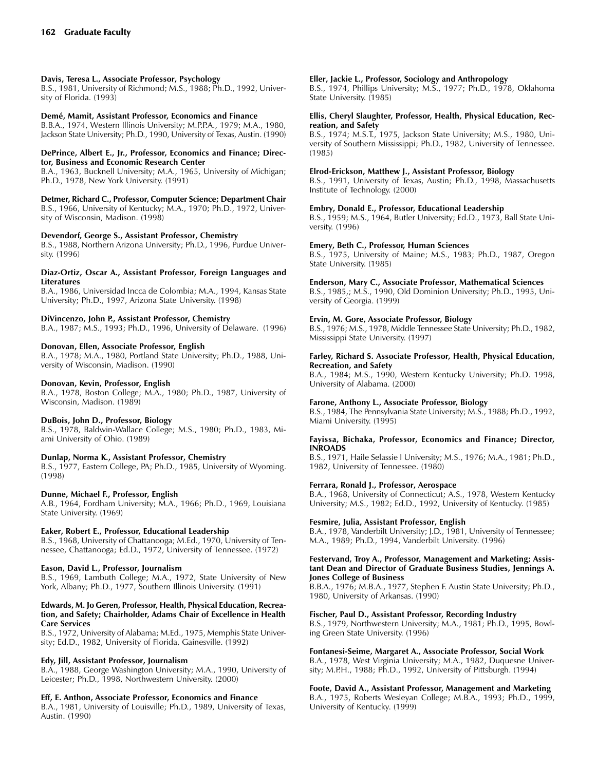**Davis, Teresa L., Associate Professor, Psychology**
B.S., 1981, University of Richmond; M.S., 1988; Ph.D., 1992, University of Florida. (1993)

**Demé, Mamit, Assistant Professor, Economics and Finance**
B.B.A., 1974, Western Illinois University; M.P.P.A., 1979; M.A., 1980, Jackson State University; Ph.D., 1990, University of Texas, Austin. (1990)

**DePrince, Albert E., Jr., Professor, Economics and Finance; Director, Business and Economic Research Center**
B.A., 1963, Bucknell University; M.A., 1965, University of Michigan; Ph.D., 1978, New York University. (1991)

**Detmer, Richard C., Professor, Computer Science; Department Chair**
B.S., 1966, University of Kentucky; M.A., 1970; Ph.D., 1972, University of Wisconsin, Madison. (1998)

**Devendorf, George S., Assistant Professor, Chemistry**
B.S., 1988, Northern Arizona University; Ph.D., 1996, Purdue University. (1996)

**Diaz-Ortiz, Oscar A., Assistant Professor, Foreign Languages and Literatures**
B.A., 1986, Universidad Incca de Colombia; M.A., 1994, Kansas State University; Ph.D., 1997, Arizona State University. (1998)

**DiVincenzo, John P., Assistant Professor, Chemistry**
B.A., 1987; M.S., 1993; Ph.D., 1996, University of Delaware. (1996)

**Donovan, Ellen, Associate Professor, English**
B.A., 1978; M.A., 1980, Portland State University; Ph.D., 1988, University of Wisconsin, Madison. (1990)

**Donovan, Kevin, Professor, English**
B.A., 1978, Boston College; M.A., 1980; Ph.D., 1987, University of Wisconsin, Madison. (1989)

**DuBois, John D., Professor, Biology**
B.S., 1978, Baldwin-Wallace College; M.S., 1980; Ph.D., 1983, Miami University of Ohio. (1989)

**Dunlap, Norma K., Assistant Professor, Chemistry**
B.S., 1977, Eastern College, PA; Ph.D., 1985, University of Wyoming. (1998)

**Dunne, Michael F., Professor, English**
A.B., 1964, Fordham University; M.A., 1966; Ph.D., 1969, Louisiana State University. (1969)

**Eaker, Robert E., Professor, Educational Leadership**
B.S., 1968, University of Chattanooga; M.Ed., 1970, University of Tennessee, Chattanooga; Ed.D., 1972, University of Tennessee. (1972)

**Eason, David L., Professor, Journalism**
B.S., 1969, Lambuth College; M.A., 1972, State University of New York, Albany; Ph.D., 1977, Southern Illinois University. (1991)

**Edwards, M. Jo Geren, Professor, Health, Physical Education, Recreation, and Safety; Chairholder, Adams Chair of Excellence in Health Care Services**
B.S., 1972, University of Alabama; M.Ed., 1975, Memphis State University; Ed.D., 1982, University of Florida, Gainesville. (1992)

**Edy, Jill, Assistant Professor, Journalism**
B.A., 1988, George Washington University; M.A., 1990, University of Leicester; Ph.D., 1998, Northwestern University. (2000)

**Eff, E. Anthon, Associate Professor, Economics and Finance**
B.A., 1981, University of Louisville; Ph.D., 1989, University of Texas, Austin. (1990)

**Eller, Jackie L., Professor, Sociology and Anthropology**
B.S., 1974, Phillips University; M.S., 1977; Ph.D., 1978, Oklahoma State University. (1985)

**Ellis, Cheryl Slaughter, Professor, Health, Physical Education, Recreation, and Safety**
B.S., 1974; M.S.T., 1975, Jackson State University; M.S., 1980, University of Southern Mississippi; Ph.D., 1982, University of Tennessee. (1985)

**Elrod-Erickson, Matthew J., Assistant Professor, Biology**
B.S., 1991, University of Texas, Austin; Ph.D., 1998, Massachusetts Institute of Technology. (2000)

**Embry, Donald E., Professor, Educational Leadership**
B.S., 1959; M.S., 1964, Butler University; Ed.D., 1973, Ball State University. (1996)

**Emery, Beth C., Professor, Human Sciences**
B.S., 1975, University of Maine; M.S., 1983; Ph.D., 1987, Oregon State University. (1985)

**Enderson, Mary C., Associate Professor, Mathematical Sciences**
B.S., 1985,; M.S., 1990, Old Dominion University; Ph.D., 1995, University of Georgia. (1999)

**Ervin, M. Gore, Associate Professor, Biology**
B.S., 1976; M.S., 1978, Middle Tennessee State University; Ph.D., 1982, Mississippi State University. (1997)

**Farley, Richard S. Associate Professor, Health, Physical Education, Recreation, and Safety**
B.A., 1984; M.S., 1990, Western Kentucky University; Ph.D. 1998, University of Alabama. (2000)

**Farone, Anthony L., Associate Professor, Biology**
B.S., 1984, The Pennsylvania State University; M.S., 1988; Ph.D., 1992, Miami University. (1995)

**Fayissa, Bichaka, Professor, Economics and Finance; Director, INROADS**
B.S., 1971, Haile Selassie I University; M.S., 1976; M.A., 1981; Ph.D., 1982, University of Tennessee. (1980)

**Ferrara, Ronald J., Professor, Aerospace**
B.A., 1968, University of Connecticut; A.S., 1978, Western Kentucky University; M.S., 1982; Ed.D., 1992, University of Kentucky. (1985)

**Fesmire, Julia, Assistant Professor, English**
B.A., 1978, Vanderbilt University; J.D., 1981, University of Tennessee; M.A., 1989; Ph.D., 1994, Vanderbilt University. (1996)

**Festervand, Troy A., Professor, Management and Marketing; Assistant Dean and Director of Graduate Business Studies, Jennings A. Jones College of Business**
B.B.A., 1976; M.B.A., 1977, Stephen F. Austin State University; Ph.D., 1980, University of Arkansas. (1990)

**Fischer, Paul D., Assistant Professor, Recording Industry**
B.S., 1979, Northwestern University; M.A., 1981; Ph.D., 1995, Bowling Green State University. (1996)

**Fontanesi-Seime, Margaret A., Associate Professor, Social Work**
B.A., 1978, West Virginia University; M.A., 1982, Duquesne University; M.P.H., 1988; Ph.D., 1992, University of Pittsburgh. (1994)

**Foote, David A., Assistant Professor, Management and Marketing**
B.A., 1975, Roberts Wesleyan College; M.B.A., 1993; Ph.D., 1999, University of Kentucky. (1999)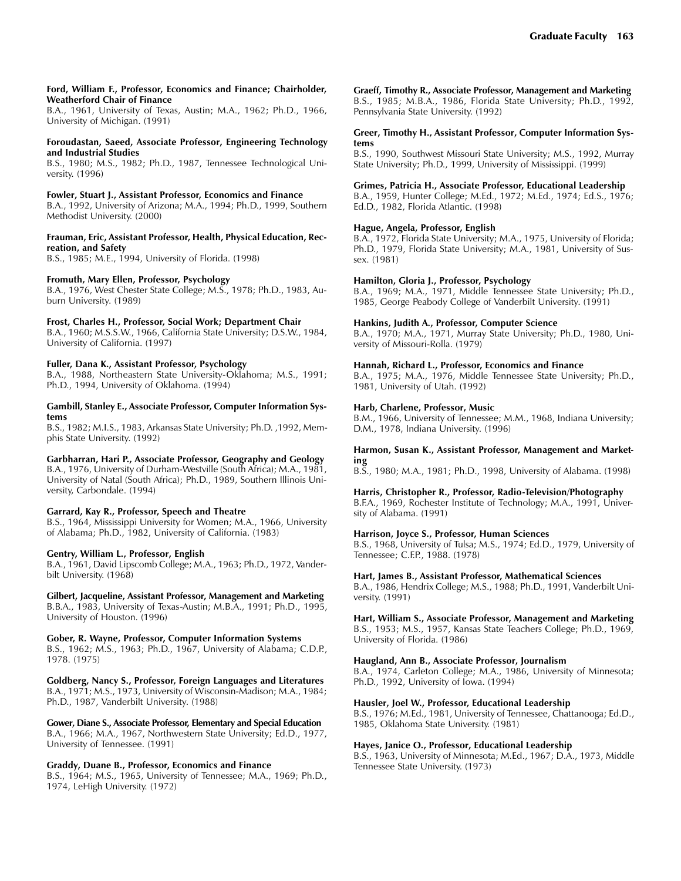**Ford, William F., Professor, Economics and Finance; Chairholder, Weatherford Chair of Finance**
B.A., 1961, University of Texas, Austin; M.A., 1962; Ph.D., 1966, University of Michigan. (1991)

**Foroudastan, Saeed, Associate Professor, Engineering Technology and Industrial Studies**
B.S., 1980; M.S., 1982; Ph.D., 1987, Tennessee Technological University. (1996)

**Fowler, Stuart J., Assistant Professor, Economics and Finance**
B.A., 1992, University of Arizona; M.A., 1994; Ph.D., 1999, Southern Methodist University. (2000)

**Frauman, Eric, Assistant Professor, Health, Physical Education, Recreation, and Safety**
B.S., 1985; M.E., 1994, University of Florida. (1998)

**Fromuth, Mary Ellen, Professor, Psychology**
B.A., 1976, West Chester State College; M.S., 1978; Ph.D., 1983, Auburn University. (1989)

**Frost, Charles H., Professor, Social Work; Department Chair**
B.A., 1960; M.S.S.W., 1966, California State University; D.S.W., 1984, University of California. (1997)

**Fuller, Dana K., Assistant Professor, Psychology**
B.A., 1988, Northeastern State University-Oklahoma; M.S., 1991; Ph.D., 1994, University of Oklahoma. (1994)

**Gambill, Stanley E., Associate Professor, Computer Information Systems**
B.S., 1982; M.I.S., 1983, Arkansas State University; Ph.D. ,1992, Memphis State University. (1992)

**Garbharran, Hari P., Associate Professor, Geography and Geology**
B.A., 1976, University of Durham-Westville (South Africa); M.A., 1981, University of Natal (South Africa); Ph.D., 1989, Southern Illinois University, Carbondale. (1994)

**Garrard, Kay R., Professor, Speech and Theatre**
B.S., 1964, Mississippi University for Women; M.A., 1966, University of Alabama; Ph.D., 1982, University of California. (1983)

**Gentry, William L., Professor, English**
B.A., 1961, David Lipscomb College; M.A., 1963; Ph.D., 1972, Vanderbilt University. (1968)

**Gilbert, Jacqueline, Assistant Professor, Management and Marketing**
B.B.A., 1983, University of Texas-Austin; M.B.A., 1991; Ph.D., 1995, University of Houston. (1996)

**Gober, R. Wayne, Professor, Computer Information Systems**
B.S., 1962; M.S., 1963; Ph.D., 1967, University of Alabama; C.D.P., 1978. (1975)

**Goldberg, Nancy S., Professor, Foreign Languages and Literatures**
B.A., 1971; M.S., 1973, University of Wisconsin-Madison; M.A., 1984; Ph.D., 1987, Vanderbilt University. (1988)

**Gower, Diane S., Associate Professor, Elementary and Special Education**
B.A., 1966; M.A., 1967, Northwestern State University; Ed.D., 1977, University of Tennessee. (1991)

**Graddy, Duane B., Professor, Economics and Finance**
B.S., 1964; M.S., 1965, University of Tennessee; M.A., 1969; Ph.D., 1974, LeHigh University. (1972)

**Graeff, Timothy R., Associate Professor, Management and Marketing**
B.S., 1985; M.B.A., 1986, Florida State University; Ph.D., 1992, Pennsylvania State University. (1992)

**Greer, Timothy H., Assistant Professor, Computer Information Systems**
B.S., 1990, Southwest Missouri State University; M.S., 1992, Murray State University; Ph.D., 1999, University of Mississippi. (1999)

**Grimes, Patricia H., Associate Professor, Educational Leadership**
B.A., 1959, Hunter College; M.Ed., 1972; M.Ed., 1974; Ed.S., 1976; Ed.D., 1982, Florida Atlantic. (1998)

**Hague, Angela, Professor, English**
B.A., 1972, Florida State University; M.A., 1975, University of Florida; Ph.D., 1979, Florida State University; M.A., 1981, University of Sussex. (1981)

**Hamilton, Gloria J., Professor, Psychology**
B.A., 1969; M.A., 1971, Middle Tennessee State University; Ph.D., 1985, George Peabody College of Vanderbilt University. (1991)

**Hankins, Judith A., Professor, Computer Science**
B.A., 1970; M.A., 1971, Murray State University; Ph.D., 1980, University of Missouri-Rolla. (1979)

**Hannah, Richard L., Professor, Economics and Finance**
B.A., 1975; M.A., 1976, Middle Tennessee State University; Ph.D., 1981, University of Utah. (1992)

**Harb, Charlene, Professor, Music**
B.M., 1966, University of Tennessee; M.M., 1968, Indiana University; D.M., 1978, Indiana University. (1996)

**Harmon, Susan K., Assistant Professor, Management and Marketing**
B.S., 1980; M.A., 1981; Ph.D., 1998, University of Alabama. (1998)

**Harris, Christopher R., Professor, Radio-Television/Photography**
B.F.A., 1969, Rochester Institute of Technology; M.A., 1991, University of Alabama. (1991)

**Harrison, Joyce S., Professor, Human Sciences**
B.S., 1968, University of Tulsa; M.S., 1974; Ed.D., 1979, University of Tennessee; C.F.P., 1988. (1978)

**Hart, James B., Assistant Professor, Mathematical Sciences**
B.A., 1986, Hendrix College; M.S., 1988; Ph.D., 1991, Vanderbilt University. (1991)

**Hart, William S., Associate Professor, Management and Marketing**
B.S., 1953; M.S., 1957, Kansas State Teachers College; Ph.D., 1969, University of Florida. (1986)

**Haugland, Ann B., Associate Professor, Journalism**
B.A., 1974, Carleton College; M.A., 1986, University of Minnesota; Ph.D., 1992, University of Iowa. (1994)

**Hausler, Joel W., Professor, Educational Leadership**
B.S., 1976; M.Ed., 1981, University of Tennessee, Chattanooga; Ed.D., 1985, Oklahoma State University. (1981)

**Hayes, Janice O., Professor, Educational Leadership**
B.S., 1963, University of Minnesota; M.Ed., 1967; D.A., 1973, Middle Tennessee State University. (1973)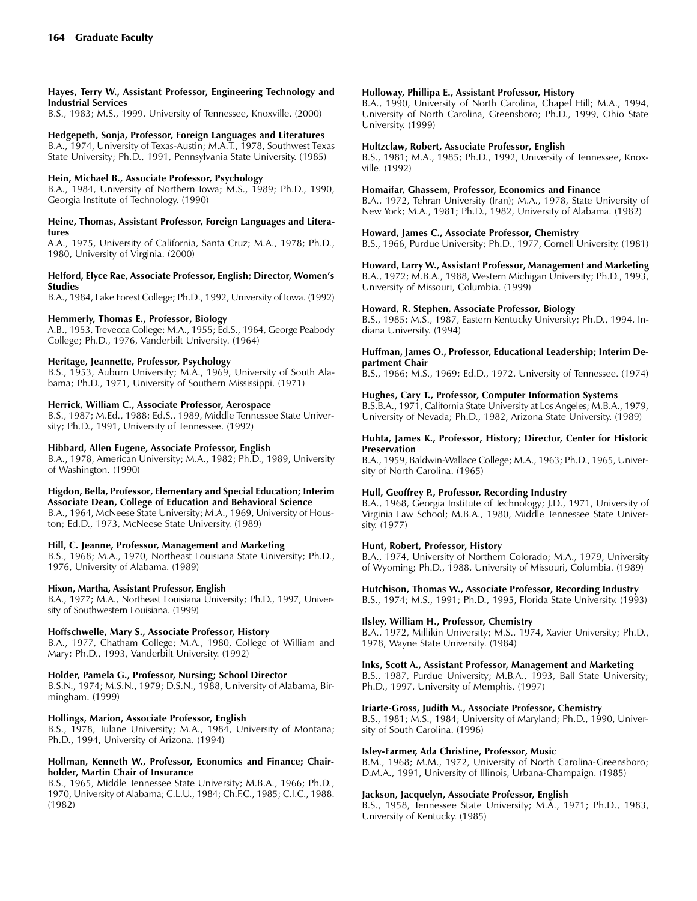**Hayes, Terry W., Assistant Professor, Engineering Technology and Industrial Services**
B.S., 1983; M.S., 1999, University of Tennessee, Knoxville. (2000)

**Hedgepeth, Sonja, Professor, Foreign Languages and Literatures**
B.A., 1974, University of Texas-Austin; M.A.T., 1978, Southwest Texas State University; Ph.D., 1991, Pennsylvania State University. (1985)

**Hein, Michael B., Associate Professor, Psychology**
B.A., 1984, University of Northern Iowa; M.S., 1989; Ph.D., 1990, Georgia Institute of Technology. (1990)

**Heine, Thomas, Assistant Professor, Foreign Languages and Literatures**
A.A., 1975, University of California, Santa Cruz; M.A., 1978; Ph.D., 1980, University of Virginia. (2000)

**Helford, Elyce Rae, Associate Professor, English; Director, Women's Studies**
B.A., 1984, Lake Forest College; Ph.D., 1992, University of Iowa. (1992)

**Hemmerly, Thomas E., Professor, Biology**
A.B., 1953, Trevecca College; M.A., 1955; Ed.S., 1964, George Peabody College; Ph.D., 1976, Vanderbilt University. (1964)

**Heritage, Jeannette, Professor, Psychology**
B.S., 1953, Auburn University; M.A., 1969, University of South Alabama; Ph.D., 1971, University of Southern Mississippi. (1971)

**Herrick, William C., Associate Professor, Aerospace**
B.S., 1987; M.Ed., 1988; Ed.S., 1989, Middle Tennessee State University; Ph.D., 1991, University of Tennessee. (1992)

**Hibbard, Allen Eugene, Associate Professor, English**
B.A., 1978, American University; M.A., 1982; Ph.D., 1989, University of Washington. (1990)

**Higdon, Bella, Professor, Elementary and Special Education; Interim Associate Dean, College of Education and Behavioral Science**
B.A., 1964, McNeese State University; M.A., 1969, University of Houston; Ed.D., 1973, McNeese State University. (1989)

**Hill, C. Jeanne, Professor, Management and Marketing**
B.S., 1968; M.A., 1970, Northeast Louisiana State University; Ph.D., 1976, University of Alabama. (1989)

**Hixon, Martha, Assistant Professor, English**
B.A., 1977; M.A., Northeast Louisiana University; Ph.D., 1997, University of Southwestern Louisiana. (1999)

**Hoffschwelle, Mary S., Associate Professor, History**
B.A., 1977, Chatham College; M.A., 1980, College of William and Mary; Ph.D., 1993, Vanderbilt University. (1992)

**Holder, Pamela G., Professor, Nursing; School Director**
B.S.N., 1974; M.S.N., 1979; D.S.N., 1988, University of Alabama, Birmingham. (1999)

**Hollings, Marion, Associate Professor, English**
B.S., 1978, Tulane University; M.A., 1984, University of Montana; Ph.D., 1994, University of Arizona. (1994)

**Hollman, Kenneth W., Professor, Economics and Finance; Chairholder, Martin Chair of Insurance**
B.S., 1965, Middle Tennessee State University; M.B.A., 1966; Ph.D., 1970, University of Alabama; C.L.U., 1984; Ch.F.C., 1985; C.I.C., 1988. (1982)

**Holloway, Phillipa E., Assistant Professor, History**
B.A., 1990, University of North Carolina, Chapel Hill; M.A., 1994, University of North Carolina, Greensboro; Ph.D., 1999, Ohio State University. (1999)

**Holtzclaw, Robert, Associate Professor, English**
B.S., 1981; M.A., 1985; Ph.D., 1992, University of Tennessee, Knoxville. (1992)

**Homaifar, Ghassem, Professor, Economics and Finance**
B.A., 1972, Tehran University (Iran); M.A., 1978, State University of New York; M.A., 1981; Ph.D., 1982, University of Alabama. (1982)

**Howard, James C., Associate Professor, Chemistry**
B.S., 1966, Purdue University; Ph.D., 1977, Cornell University. (1981)

**Howard, Larry W., Assistant Professor, Management and Marketing**
B.A., 1972; M.B.A., 1988, Western Michigan University; Ph.D., 1993, University of Missouri, Columbia. (1999)

**Howard, R. Stephen, Associate Professor, Biology**
B.S., 1985; M.S., 1987, Eastern Kentucky University; Ph.D., 1994, Indiana University. (1994)

**Huffman, James O., Professor, Educational Leadership; Interim Department Chair**
B.S., 1966; M.S., 1969; Ed.D., 1972, University of Tennessee. (1974)

**Hughes, Cary T., Professor, Computer Information Systems**
B.S.B.A., 1971, California State University at Los Angeles; M.B.A., 1979, University of Nevada; Ph.D., 1982, Arizona State University. (1989)

**Huhta, James K., Professor, History; Director, Center for Historic Preservation**
B.A., 1959, Baldwin-Wallace College; M.A., 1963; Ph.D., 1965, University of North Carolina. (1965)

**Hull, Geoffrey P., Professor, Recording Industry**
B.A., 1968, Georgia Institute of Technology; J.D., 1971, University of Virginia Law School; M.B.A., 1980, Middle Tennessee State University. (1977)

**Hunt, Robert, Professor, History**
B.A., 1974, University of Northern Colorado; M.A., 1979, University of Wyoming; Ph.D., 1988, University of Missouri, Columbia. (1989)

**Hutchison, Thomas W., Associate Professor, Recording Industry**
B.S., 1974; M.S., 1991; Ph.D., 1995, Florida State University. (1993)

**Ilsley, William H., Professor, Chemistry**
B.A., 1972, Millikin University; M.S., 1974, Xavier University; Ph.D., 1978, Wayne State University. (1984)

**Inks, Scott A., Assistant Professor, Management and Marketing**
B.S., 1987, Purdue University; M.B.A., 1993, Ball State University; Ph.D., 1997, University of Memphis. (1997)

**Iriarte-Gross, Judith M., Associate Professor, Chemistry**
B.S., 1981; M.S., 1984; University of Maryland; Ph.D., 1990, University of South Carolina. (1996)

**Isley-Farmer, Ada Christine, Professor, Music**
B.M., 1968; M.M., 1972, University of North Carolina-Greensboro; D.M.A., 1991, University of Illinois, Urbana-Champaign. (1985)

**Jackson, Jacquelyn, Associate Professor, English**
B.S., 1958, Tennessee State University; M.A., 1971; Ph.D., 1983, University of Kentucky. (1985)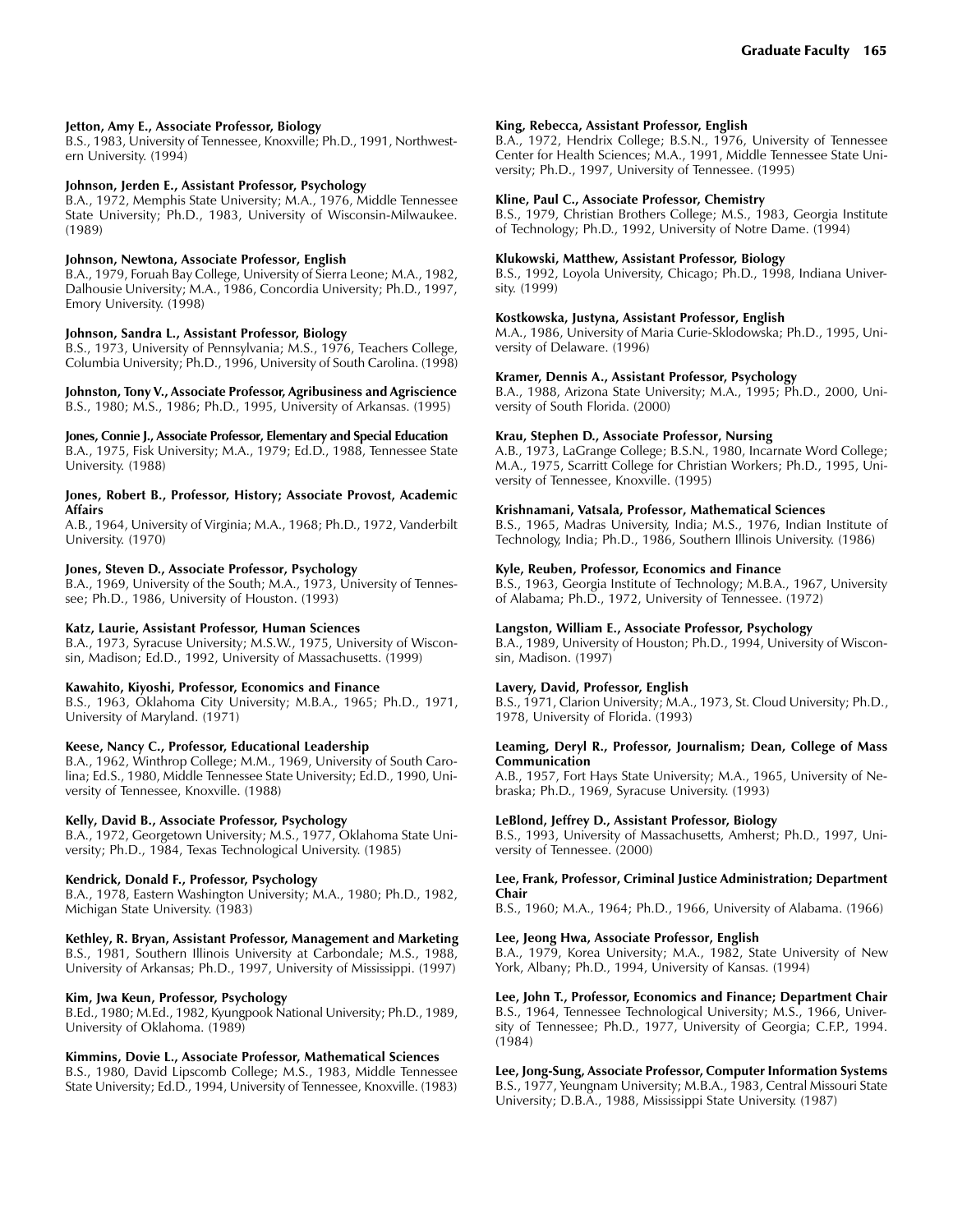**Jetton, Amy E., Associate Professor, Biology**
B.S., 1983, University of Tennessee, Knoxville; Ph.D., 1991, Northwestern University. (1994)

**Johnson, Jerden E., Assistant Professor, Psychology**
B.A., 1972, Memphis State University; M.A., 1976, Middle Tennessee State University; Ph.D., 1983, University of Wisconsin-Milwaukee. (1989)

**Johnson, Newtona, Associate Professor, English**
B.A., 1979, Foruah Bay College, University of Sierra Leone; M.A., 1982, Dalhousie University; M.A., 1986, Concordia University; Ph.D., 1997, Emory University. (1998)

**Johnson, Sandra L., Assistant Professor, Biology**
B.S., 1973, University of Pennsylvania; M.S., 1976, Teachers College, Columbia University; Ph.D., 1996, University of South Carolina. (1998)

**Johnston, Tony V., Associate Professor, Agribusiness and Agriscience**
B.S., 1980; M.S., 1986; Ph.D., 1995, University of Arkansas. (1995)

**Jones, Connie J., Associate Professor, Elementary and Special Education**
B.A., 1975, Fisk University; M.A., 1979; Ed.D., 1988, Tennessee State University. (1988)

**Jones, Robert B., Professor, History; Associate Provost, Academic Affairs**
A.B., 1964, University of Virginia; M.A., 1968; Ph.D., 1972, Vanderbilt University. (1970)

**Jones, Steven D., Associate Professor, Psychology**
B.A., 1969, University of the South; M.A., 1973, University of Tennessee; Ph.D., 1986, University of Houston. (1993)

**Katz, Laurie, Assistant Professor, Human Sciences**
B.A., 1973, Syracuse University; M.S.W., 1975, University of Wisconsin, Madison; Ed.D., 1992, University of Massachusetts. (1999)

**Kawahito, Kiyoshi, Professor, Economics and Finance**
B.S., 1963, Oklahoma City University; M.B.A., 1965; Ph.D., 1971, University of Maryland. (1971)

**Keese, Nancy C., Professor, Educational Leadership**
B.A., 1962, Winthrop College; M.M., 1969, University of South Carolina; Ed.S., 1980, Middle Tennessee State University; Ed.D., 1990, University of Tennessee, Knoxville. (1988)

**Kelly, David B., Associate Professor, Psychology**
B.A., 1972, Georgetown University; M.S., 1977, Oklahoma State University; Ph.D., 1984, Texas Technological University. (1985)

**Kendrick, Donald F., Professor, Psychology**
B.A., 1978, Eastern Washington University; M.A., 1980; Ph.D., 1982, Michigan State University. (1983)

**Kethley, R. Bryan, Assistant Professor, Management and Marketing**
B.S., 1981, Southern Illinois University at Carbondale; M.S., 1988, University of Arkansas; Ph.D., 1997, University of Mississippi. (1997)

**Kim, Jwa Keun, Professor, Psychology**
B.Ed., 1980; M.Ed., 1982, Kyungpook National University; Ph.D., 1989, University of Oklahoma. (1989)

**Kimmins, Dovie L., Associate Professor, Mathematical Sciences**
B.S., 1980, David Lipscomb College; M.S., 1983, Middle Tennessee State University; Ed.D., 1994, University of Tennessee, Knoxville. (1983)

**King, Rebecca, Assistant Professor, English**
B.A., 1972, Hendrix College; B.S.N., 1976, University of Tennessee Center for Health Sciences; M.A., 1991, Middle Tennessee State University; Ph.D., 1997, University of Tennessee. (1995)

**Kline, Paul C., Associate Professor, Chemistry**
B.S., 1979, Christian Brothers College; M.S., 1983, Georgia Institute of Technology; Ph.D., 1992, University of Notre Dame. (1994)

**Klukowski, Matthew, Assistant Professor, Biology**
B.S., 1992, Loyola University, Chicago; Ph.D., 1998, Indiana University. (1999)

**Kostkowska, Justyna, Assistant Professor, English**
M.A., 1986, University of Maria Curie-Sklodowska; Ph.D., 1995, University of Delaware. (1996)

**Kramer, Dennis A., Assistant Professor, Psychology**
B.A., 1988, Arizona State University; M.A., 1995; Ph.D., 2000, University of South Florida. (2000)

**Krau, Stephen D., Associate Professor, Nursing**
A.B., 1973, LaGrange College; B.S.N., 1980, Incarnate Word College; M.A., 1975, Scarritt College for Christian Workers; Ph.D., 1995, University of Tennessee, Knoxville. (1995)

**Krishnamani, Vatsala, Professor, Mathematical Sciences**
B.S., 1965, Madras University, India; M.S., 1976, Indian Institute of Technology, India; Ph.D., 1986, Southern Illinois University. (1986)

**Kyle, Reuben, Professor, Economics and Finance**
B.S., 1963, Georgia Institute of Technology; M.B.A., 1967, University of Alabama; Ph.D., 1972, University of Tennessee. (1972)

**Langston, William E., Associate Professor, Psychology**
B.A., 1989, University of Houston; Ph.D., 1994, University of Wisconsin, Madison. (1997)

**Lavery, David, Professor, English**
B.S., 1971, Clarion University; M.A., 1973, St. Cloud University; Ph.D., 1978, University of Florida. (1993)

**Leaming, Deryl R., Professor, Journalism; Dean, College of Mass Communication**
A.B., 1957, Fort Hays State University; M.A., 1965, University of Nebraska; Ph.D., 1969, Syracuse University. (1993)

**LeBlond, Jeffrey D., Assistant Professor, Biology**
B.S., 1993, University of Massachusetts, Amherst; Ph.D., 1997, University of Tennessee. (2000)

**Lee, Frank, Professor, Criminal Justice Administration; Department Chair**
B.S., 1960; M.A., 1964; Ph.D., 1966, University of Alabama. (1966)

**Lee, Jeong Hwa, Associate Professor, English**
B.A., 1979, Korea University; M.A., 1982, State University of New York, Albany; Ph.D., 1994, University of Kansas. (1994)

**Lee, John T., Professor, Economics and Finance; Department Chair**
B.S., 1964, Tennessee Technological University; M.S., 1966, University of Tennessee; Ph.D., 1977, University of Georgia; C.F.P., 1994. (1984)

**Lee, Jong-Sung, Associate Professor, Computer Information Systems**
B.S., 1977, Yeungnam University; M.B.A., 1983, Central Missouri State University; D.B.A., 1988, Mississippi State University. (1987)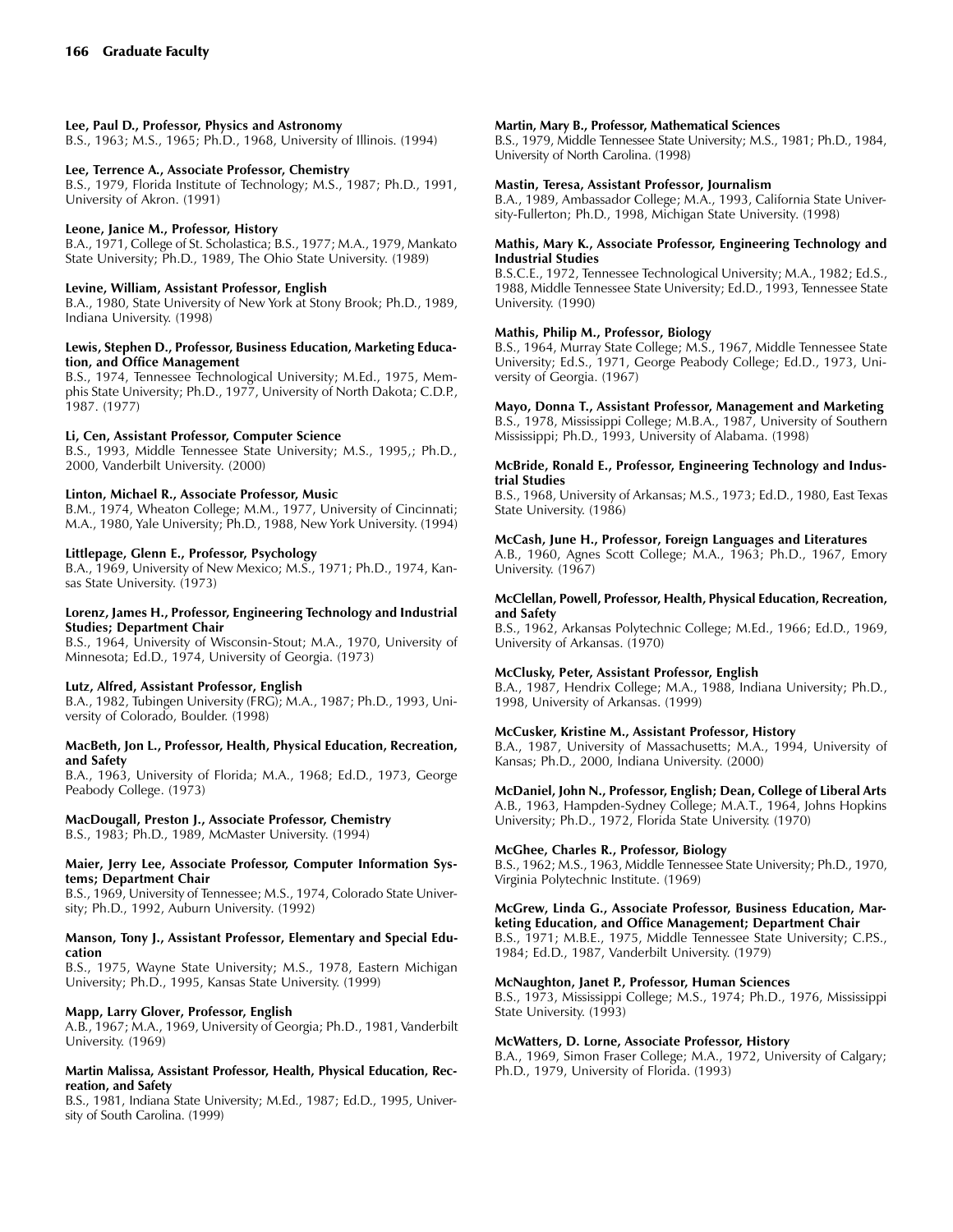**Lee, Paul D., Professor, Physics and Astronomy**
B.S., 1963; M.S., 1965; Ph.D., 1968, University of Illinois. (1994)

**Lee, Terrence A., Associate Professor, Chemistry**
B.S., 1979, Florida Institute of Technology; M.S., 1987; Ph.D., 1991, University of Akron. (1991)

**Leone, Janice M., Professor, History**
B.A., 1971, College of St. Scholastica; B.S., 1977; M.A., 1979, Mankato State University; Ph.D., 1989, The Ohio State University. (1989)

**Levine, William, Assistant Professor, English**
B.A., 1980, State University of New York at Stony Brook; Ph.D., 1989, Indiana University. (1998)

**Lewis, Stephen D., Professor, Business Education, Marketing Education, and Office Management**
B.S., 1974, Tennessee Technological University; M.Ed., 1975, Memphis State University; Ph.D., 1977, University of North Dakota; C.D.P., 1987. (1977)

**Li, Cen, Assistant Professor, Computer Science**
B.S., 1993, Middle Tennessee State University; M.S., 1995,; Ph.D., 2000, Vanderbilt University. (2000)

**Linton, Michael R., Associate Professor, Music**
B.M., 1974, Wheaton College; M.M., 1977, University of Cincinnati; M.A., 1980, Yale University; Ph.D., 1988, New York University. (1994)

**Littlepage, Glenn E., Professor, Psychology**
B.A., 1969, University of New Mexico; M.S., 1971; Ph.D., 1974, Kansas State University. (1973)

**Lorenz, James H., Professor, Engineering Technology and Industrial Studies; Department Chair**
B.S., 1964, University of Wisconsin-Stout; M.A., 1970, University of Minnesota; Ed.D., 1974, University of Georgia. (1973)

**Lutz, Alfred, Assistant Professor, English**
B.A., 1982, Tubingen University (FRG); M.A., 1987; Ph.D., 1993, University of Colorado, Boulder. (1998)

**MacBeth, Jon L., Professor, Health, Physical Education, Recreation, and Safety**
B.A., 1963, University of Florida; M.A., 1968; Ed.D., 1973, George Peabody College. (1973)

**MacDougall, Preston J., Associate Professor, Chemistry**
B.S., 1983; Ph.D., 1989, McMaster University. (1994)

**Maier, Jerry Lee, Associate Professor, Computer Information Systems; Department Chair**
B.S., 1969, University of Tennessee; M.S., 1974, Colorado State University; Ph.D., 1992, Auburn University. (1992)

**Manson, Tony J., Assistant Professor, Elementary and Special Education**
B.S., 1975, Wayne State University; M.S., 1978, Eastern Michigan University; Ph.D., 1995, Kansas State University. (1999)

**Mapp, Larry Glover, Professor, English**
A.B., 1967; M.A., 1969, University of Georgia; Ph.D., 1981, Vanderbilt University. (1969)

**Martin Malissa, Assistant Professor, Health, Physical Education, Recreation, and Safety**
B.S., 1981, Indiana State University; M.Ed., 1987; Ed.D., 1995, University of South Carolina. (1999)

**Martin, Mary B., Professor, Mathematical Sciences**
B.S., 1979, Middle Tennessee State University; M.S., 1981; Ph.D., 1984, University of North Carolina. (1998)

**Mastin, Teresa, Assistant Professor, Journalism**
B.A., 1989, Ambassador College; M.A., 1993, California State University-Fullerton; Ph.D., 1998, Michigan State University. (1998)

**Mathis, Mary K., Associate Professor, Engineering Technology and Industrial Studies**
B.S.C.E., 1972, Tennessee Technological University; M.A., 1982; Ed.S., 1988, Middle Tennessee State University; Ed.D., 1993, Tennessee State University. (1990)

**Mathis, Philip M., Professor, Biology**
B.S., 1964, Murray State College; M.S., 1967, Middle Tennessee State University; Ed.S., 1971, George Peabody College; Ed.D., 1973, University of Georgia. (1967)

**Mayo, Donna T., Assistant Professor, Management and Marketing**
B.S., 1978, Mississippi College; M.B.A., 1987, University of Southern Mississippi; Ph.D., 1993, University of Alabama. (1998)

**McBride, Ronald E., Professor, Engineering Technology and Industrial Studies**
B.S., 1968, University of Arkansas; M.S., 1973; Ed.D., 1980, East Texas State University. (1986)

**McCash, June H., Professor, Foreign Languages and Literatures**
A.B., 1960, Agnes Scott College; M.A., 1963; Ph.D., 1967, Emory University. (1967)

**McClellan, Powell, Professor, Health, Physical Education, Recreation, and Safety**
B.S., 1962, Arkansas Polytechnic College; M.Ed., 1966; Ed.D., 1969, University of Arkansas. (1970)

**McClusky, Peter, Assistant Professor, English**
B.A., 1987, Hendrix College; M.A., 1988, Indiana University; Ph.D., 1998, University of Arkansas. (1999)

**McCusker, Kristine M., Assistant Professor, History**
B.A., 1987, University of Massachusetts; M.A., 1994, University of Kansas; Ph.D., 2000, Indiana University. (2000)

**McDaniel, John N., Professor, English; Dean, College of Liberal Arts**
A.B., 1963, Hampden-Sydney College; M.A.T., 1964, Johns Hopkins University; Ph.D., 1972, Florida State University. (1970)

**McGhee, Charles R., Professor, Biology**
B.S., 1962; M.S., 1963, Middle Tennessee State University; Ph.D., 1970, Virginia Polytechnic Institute. (1969)

**McGrew, Linda G., Associate Professor, Business Education, Marketing Education, and Office Management; Department Chair**
B.S., 1971; M.B.E., 1975, Middle Tennessee State University; C.P.S., 1984; Ed.D., 1987, Vanderbilt University. (1979)

**McNaughton, Janet P., Professor, Human Sciences**
B.S., 1973, Mississippi College; M.S., 1974; Ph.D., 1976, Mississippi State University. (1993)

**McWatters, D. Lorne, Associate Professor, History**
B.A., 1969, Simon Fraser College; M.A., 1972, University of Calgary; Ph.D., 1979, University of Florida. (1993)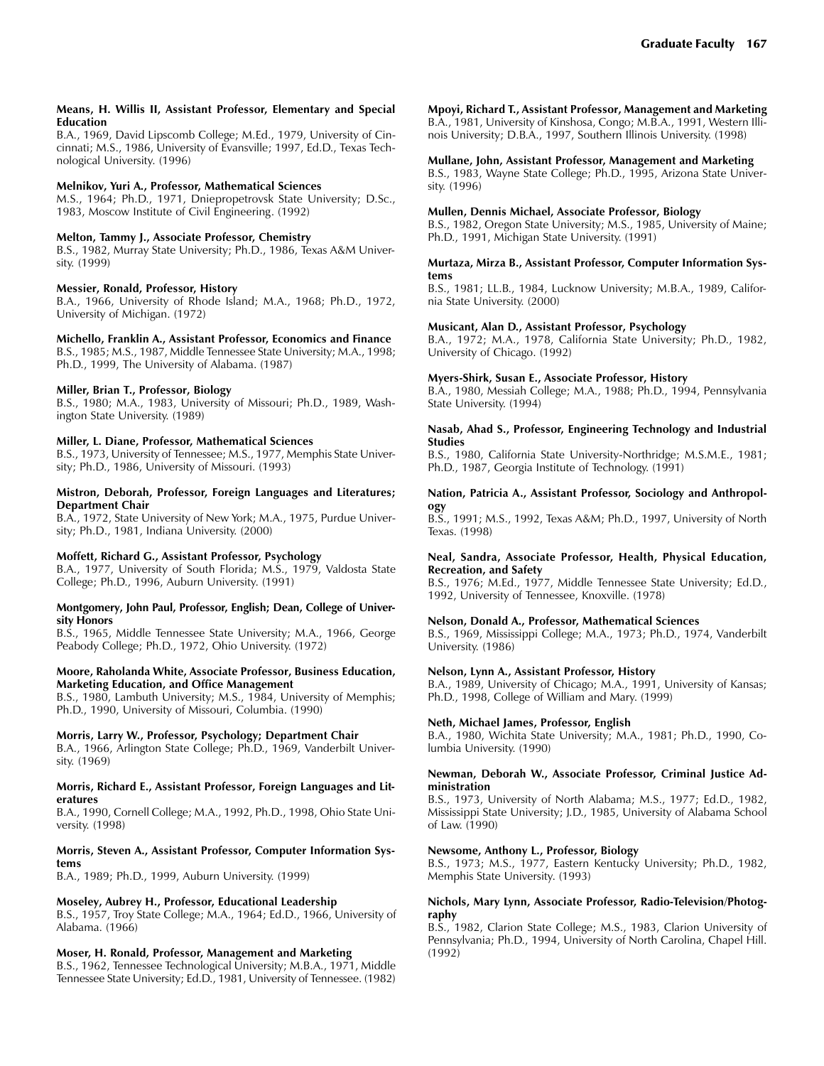**Means, H. Willis II, Assistant Professor, Elementary and Special Education**
B.A., 1969, David Lipscomb College; M.Ed., 1979, University of Cincinnati; M.S., 1986, University of Evansville; 1997, Ed.D., Texas Technological University. (1996)

**Melnikov, Yuri A., Professor, Mathematical Sciences**
M.S., 1964; Ph.D., 1971, Dniepropetrovsk State University; D.Sc., 1983, Moscow Institute of Civil Engineering. (1992)

**Melton, Tammy J., Associate Professor, Chemistry**
B.S., 1982, Murray State University; Ph.D., 1986, Texas A&M University. (1999)

**Messier, Ronald, Professor, History**
B.A., 1966, University of Rhode Island; M.A., 1968; Ph.D., 1972, University of Michigan. (1972)

**Michello, Franklin A., Assistant Professor, Economics and Finance**
B.S., 1985; M.S., 1987, Middle Tennessee State University; M.A., 1998; Ph.D., 1999, The University of Alabama. (1987)

**Miller, Brian T., Professor, Biology**
B.S., 1980; M.A., 1983, University of Missouri; Ph.D., 1989, Washington State University. (1989)

**Miller, L. Diane, Professor, Mathematical Sciences**
B.S., 1973, University of Tennessee; M.S., 1977, Memphis State University; Ph.D., 1986, University of Missouri. (1993)

**Mistron, Deborah, Professor, Foreign Languages and Literatures; Department Chair**
B.A., 1972, State University of New York; M.A., 1975, Purdue University; Ph.D., 1981, Indiana University. (2000)

**Moffett, Richard G., Assistant Professor, Psychology**
B.A., 1977, University of South Florida; M.S., 1979, Valdosta State College; Ph.D., 1996, Auburn University. (1991)

**Montgomery, John Paul, Professor, English; Dean, College of University Honors**
B.S., 1965, Middle Tennessee State University; M.A., 1966, George Peabody College; Ph.D., 1972, Ohio University. (1972)

**Moore, Raholanda White, Associate Professor, Business Education, Marketing Education, and Office Management**
B.S., 1980, Lambuth University; M.S., 1984, University of Memphis; Ph.D., 1990, University of Missouri, Columbia. (1990)

**Morris, Larry W., Professor, Psychology; Department Chair**
B.A., 1966, Arlington State College; Ph.D., 1969, Vanderbilt University. (1969)

**Morris, Richard E., Assistant Professor, Foreign Languages and Literatures**
B.A., 1990, Cornell College; M.A., 1992, Ph.D., 1998, Ohio State University. (1998)

**Morris, Steven A., Assistant Professor, Computer Information Systems**
B.A., 1989; Ph.D., 1999, Auburn University. (1999)

**Moseley, Aubrey H., Professor, Educational Leadership**
B.S., 1957, Troy State College; M.A., 1964; Ed.D., 1966, University of Alabama. (1966)

**Moser, H. Ronald, Professor, Management and Marketing**
B.S., 1962, Tennessee Technological University; M.B.A., 1971, Middle Tennessee State University; Ed.D., 1981, University of Tennessee. (1982)

**Mpoyi, Richard T., Assistant Professor, Management and Marketing**
B.A., 1981, University of Kinshosa, Congo; M.B.A., 1991, Western Illinois University; D.B.A., 1997, Southern Illinois University. (1998)

**Mullane, John, Assistant Professor, Management and Marketing**
B.S., 1983, Wayne State College; Ph.D., 1995, Arizona State University. (1996)

**Mullen, Dennis Michael, Associate Professor, Biology**
B.S., 1982, Oregon State University; M.S., 1985, University of Maine; Ph.D., 1991, Michigan State University. (1991)

**Murtaza, Mirza B., Assistant Professor, Computer Information Systems**
B.S., 1981; LL.B., 1984, Lucknow University; M.B.A., 1989, California State University. (2000)

**Musicant, Alan D., Assistant Professor, Psychology**
B.A., 1972; M.A., 1978, California State University; Ph.D., 1982, University of Chicago. (1992)

**Myers-Shirk, Susan E., Associate Professor, History**
B.A., 1980, Messiah College; M.A., 1988; Ph.D., 1994, Pennsylvania State University. (1994)

**Nasab, Ahad S., Professor, Engineering Technology and Industrial Studies**
B.S., 1980, California State University-Northridge; M.S.M.E., 1981; Ph.D., 1987, Georgia Institute of Technology. (1991)

**Nation, Patricia A., Assistant Professor, Sociology and Anthropology**
B.S., 1991; M.S., 1992, Texas A&M; Ph.D., 1997, University of North Texas. (1998)

**Neal, Sandra, Associate Professor, Health, Physical Education, Recreation, and Safety**
B.S., 1976; M.Ed., 1977, Middle Tennessee State University; Ed.D., 1992, University of Tennessee, Knoxville. (1978)

**Nelson, Donald A., Professor, Mathematical Sciences**
B.S., 1969, Mississippi College; M.A., 1973; Ph.D., 1974, Vanderbilt University. (1986)

**Nelson, Lynn A., Assistant Professor, History**
B.A., 1989, University of Chicago; M.A., 1991, University of Kansas; Ph.D., 1998, College of William and Mary. (1999)

**Neth, Michael James, Professor, English**
B.A., 1980, Wichita State University; M.A., 1981; Ph.D., 1990, Columbia University. (1990)

**Newman, Deborah W., Associate Professor, Criminal Justice Administration**
B.S., 1973, University of North Alabama; M.S., 1977; Ed.D., 1982, Mississippi State University; J.D., 1985, University of Alabama School of Law. (1990)

**Newsome, Anthony L., Professor, Biology**
B.S., 1973; M.S., 1977, Eastern Kentucky University; Ph.D., 1982, Memphis State University. (1993)

**Nichols, Mary Lynn, Associate Professor, Radio-Television/Photography**
B.S., 1982, Clarion State College; M.S., 1983, Clarion University of Pennsylvania; Ph.D., 1994, University of North Carolina, Chapel Hill. (1992)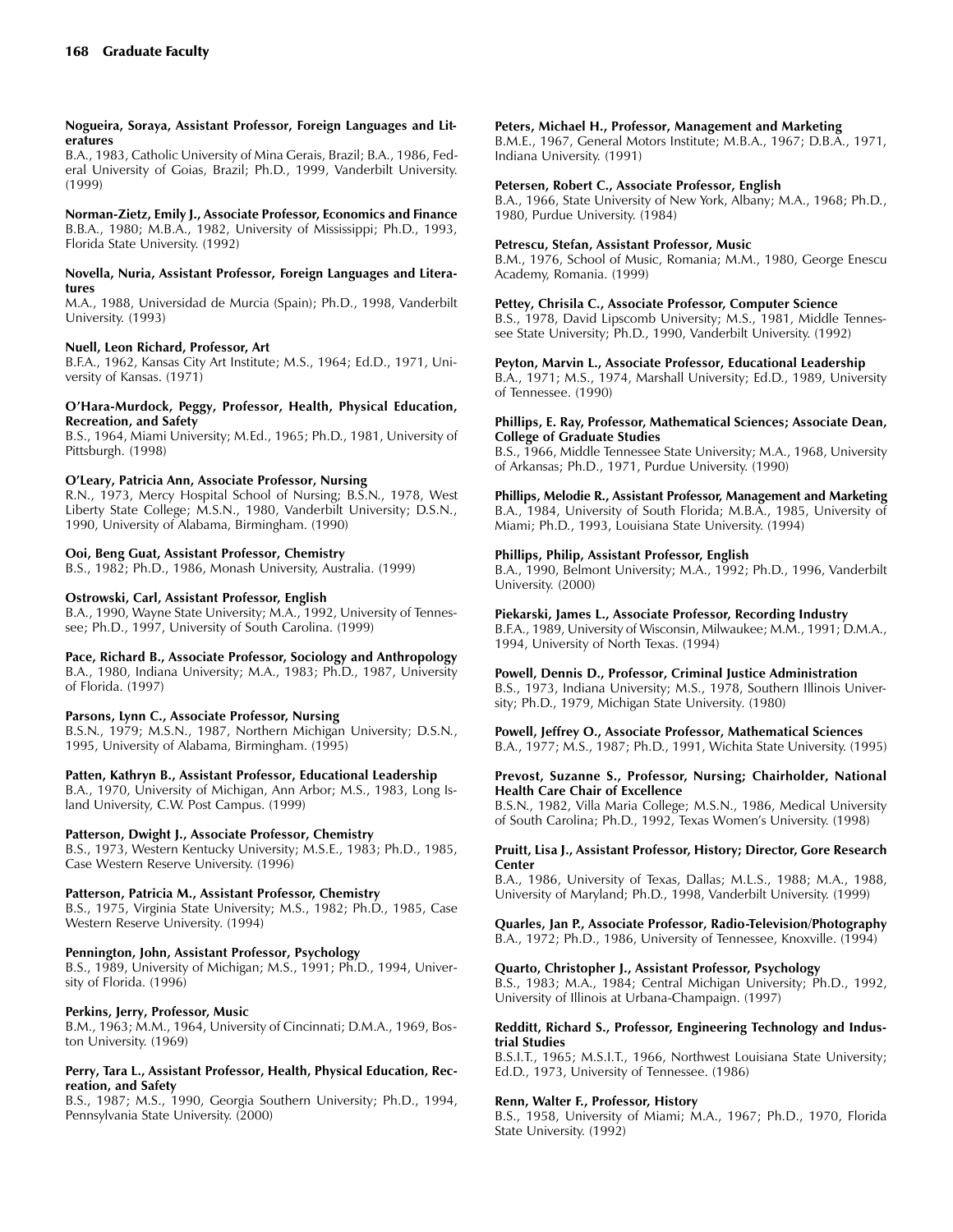**Nogueira, Soraya, Assistant Professor, Foreign Languages and Literatures**
B.A., 1983, Catholic University of Mina Gerais, Brazil; B.A., 1986, Federal University of Goias, Brazil; Ph.D., 1999, Vanderbilt University. (1999)

**Norman-Zietz, Emily J., Associate Professor, Economics and Finance**
B.B.A., 1980; M.B.A., 1982, University of Mississippi; Ph.D., 1993, Florida State University. (1992)

**Novella, Nuria, Assistant Professor, Foreign Languages and Literatures**
M.A., 1988, Universidad de Murcia (Spain); Ph.D., 1998, Vanderbilt University. (1993)

**Nuell, Leon Richard, Professor, Art**
B.F.A., 1962, Kansas City Art Institute; M.S., 1964; Ed.D., 1971, University of Kansas. (1971)

**O'Hara-Murdock, Peggy, Professor, Health, Physical Education, Recreation, and Safety**
B.S., 1964, Miami University; M.Ed., 1965; Ph.D., 1981, University of Pittsburgh. (1998)

**O'Leary, Patricia Ann, Associate Professor, Nursing**
R.N., 1973, Mercy Hospital School of Nursing; B.S.N., 1978, West Liberty State College; M.S.N., 1980, Vanderbilt University; D.S.N., 1990, University of Alabama, Birmingham. (1990)

**Ooi, Beng Guat, Assistant Professor, Chemistry**
B.S., 1982; Ph.D., 1986, Monash University, Australia. (1999)

**Ostrowski, Carl, Assistant Professor, English**
B.A., 1990, Wayne State University; M.A., 1992, University of Tennessee; Ph.D., 1997, University of South Carolina. (1999)

**Pace, Richard B., Associate Professor, Sociology and Anthropology**
B.A., 1980, Indiana University; M.A., 1983; Ph.D., 1987, University of Florida. (1997)

**Parsons, Lynn C., Associate Professor, Nursing**
B.S.N., 1979; M.S.N., 1987, Northern Michigan University; D.S.N., 1995, University of Alabama, Birmingham. (1995)

**Patten, Kathryn B., Assistant Professor, Educational Leadership**
B.A., 1970, University of Michigan, Ann Arbor; M.S., 1983, Long Island University, C.W. Post Campus. (1999)

**Patterson, Dwight J., Associate Professor, Chemistry**
B.S., 1973, Western Kentucky University; M.S.E., 1983; Ph.D., 1985, Case Western Reserve University. (1996)

**Patterson, Patricia M., Assistant Professor, Chemistry**
B.S., 1975, Virginia State University; M.S., 1982; Ph.D., 1985, Case Western Reserve University. (1994)

**Pennington, John, Assistant Professor, Psychology**
B.S., 1989, University of Michigan; M.S., 1991; Ph.D., 1994, University of Florida. (1996)

**Perkins, Jerry, Professor, Music**
B.M., 1963; M.M., 1964, University of Cincinnati; D.M.A., 1969, Boston University. (1969)

**Perry, Tara L., Assistant Professor, Health, Physical Education, Recreation, and Safety**
B.S., 1987; M.S., 1990, Georgia Southern University; Ph.D., 1994, Pennsylvania State University. (2000)

**Peters, Michael H., Professor, Management and Marketing**
B.M.E., 1967, General Motors Institute; M.B.A., 1967; D.B.A., 1971, Indiana University. (1991)

**Petersen, Robert C., Associate Professor, English**
B.A., 1966, State University of New York, Albany; M.A., 1968; Ph.D., 1980, Purdue University. (1984)

**Petrescu, Stefan, Assistant Professor, Music**
B.M., 1976, School of Music, Romania; M.M., 1980, George Enescu Academy, Romania. (1999)

**Pettey, Chrisila C., Associate Professor, Computer Science**
B.S., 1978, David Lipscomb University; M.S., 1981, Middle Tennessee State University; Ph.D., 1990, Vanderbilt University. (1992)

**Peyton, Marvin L., Associate Professor, Educational Leadership**
B.A., 1971; M.S., 1974, Marshall University; Ed.D., 1989, University of Tennessee. (1990)

**Phillips, E. Ray, Professor, Mathematical Sciences; Associate Dean, College of Graduate Studies**
B.S., 1966, Middle Tennessee State University; M.A., 1968, University of Arkansas; Ph.D., 1971, Purdue University. (1990)

**Phillips, Melodie R., Assistant Professor, Management and Marketing**
B.A., 1984, University of South Florida; M.B.A., 1985, University of Miami; Ph.D., 1993, Louisiana State University. (1994)

**Phillips, Philip, Assistant Professor, English**
B.A., 1990, Belmont University; M.A., 1992; Ph.D., 1996, Vanderbilt University. (2000)

**Piekarski, James L., Associate Professor, Recording Industry**
B.F.A., 1989, University of Wisconsin, Milwaukee; M.M., 1991; D.M.A., 1994, University of North Texas. (1994)

**Powell, Dennis D., Professor, Criminal Justice Administration**
B.S., 1973, Indiana University; M.S., 1978, Southern Illinois University; Ph.D., 1979, Michigan State University. (1980)

**Powell, Jeffrey O., Associate Professor, Mathematical Sciences**
B.A., 1977; M.S., 1987; Ph.D., 1991, Wichita State University. (1995)

**Prevost, Suzanne S., Professor, Nursing; Chairholder, National Health Care Chair of Excellence**
B.S.N., 1982, Villa Maria College; M.S.N., 1986, Medical University of South Carolina; Ph.D., 1992, Texas Women's University. (1998)

**Pruitt, Lisa J., Assistant Professor, History; Director, Gore Research Center**
B.A., 1986, University of Texas, Dallas; M.L.S., 1988; M.A., 1988, University of Maryland; Ph.D., 1998, Vanderbilt University. (1999)

**Quarles, Jan P., Associate Professor, Radio-Television/Photography**
B.A., 1972; Ph.D., 1986, University of Tennessee, Knoxville. (1994)

**Quarto, Christopher J., Assistant Professor, Psychology**
B.S., 1983; M.A., 1984; Central Michigan University; Ph.D., 1992, University of Illinois at Urbana-Champaign. (1997)

**Redditt, Richard S., Professor, Engineering Technology and Industrial Studies**
B.S.I.T., 1965; M.S.I.T., 1966, Northwest Louisiana State University; Ed.D., 1973, University of Tennessee. (1986)

**Renn, Walter F., Professor, History**
B.S., 1958, University of Miami; M.A., 1967; Ph.D., 1970, Florida State University. (1992)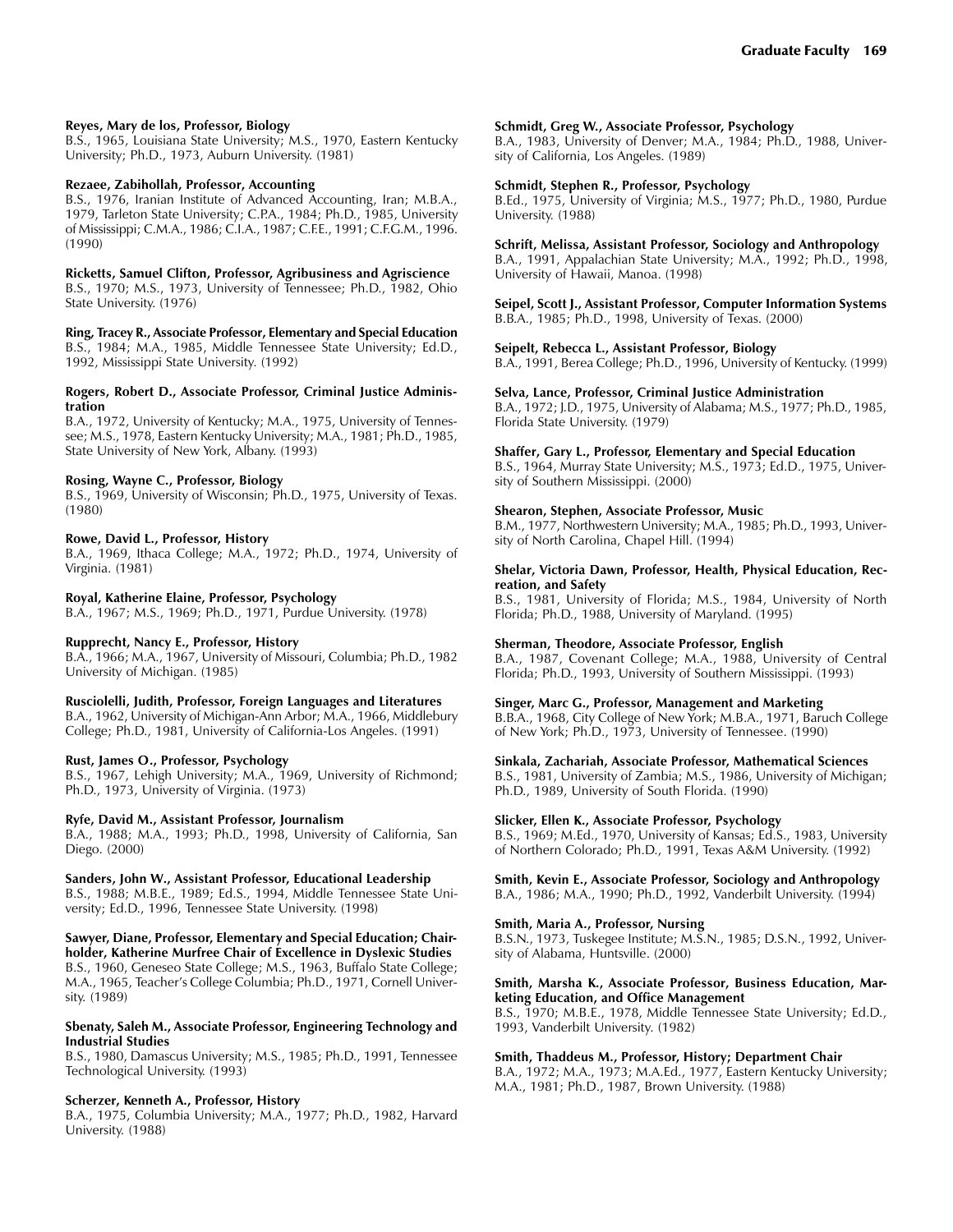**Reyes, Mary de los, Professor, Biology**
B.S., 1965, Louisiana State University; M.S., 1970, Eastern Kentucky University; Ph.D., 1973, Auburn University. (1981)

**Rezaee, Zabihollah, Professor, Accounting**
B.S., 1976, Iranian Institute of Advanced Accounting, Iran; M.B.A., 1979, Tarleton State University; C.P.A., 1984; Ph.D., 1985, University of Mississippi; C.M.A., 1986; C.I.A., 1987; C.F.E., 1991; C.F.G.M., 1996. (1990)

**Ricketts, Samuel Clifton, Professor, Agribusiness and Agriscience**
B.S., 1970; M.S., 1973, University of Tennessee; Ph.D., 1982, Ohio State University. (1976)

**Ring, Tracey R., Associate Professor, Elementary and Special Education**
B.S., 1984; M.A., 1985, Middle Tennessee State University; Ed.D., 1992, Mississippi State University. (1992)

**Rogers, Robert D., Associate Professor, Criminal Justice Administration**
B.A., 1972, University of Kentucky; M.A., 1975, University of Tennessee; M.S., 1978, Eastern Kentucky University; M.A., 1981; Ph.D., 1985, State University of New York, Albany. (1993)

**Rosing, Wayne C., Professor, Biology**
B.S., 1969, University of Wisconsin; Ph.D., 1975, University of Texas. (1980)

**Rowe, David L., Professor, History**
B.A., 1969, Ithaca College; M.A., 1972; Ph.D., 1974, University of Virginia. (1981)

**Royal, Katherine Elaine, Professor, Psychology**
B.A., 1967; M.S., 1969; Ph.D., 1971, Purdue University. (1978)

**Rupprecht, Nancy E., Professor, History**
B.A., 1966; M.A., 1967, University of Missouri, Columbia; Ph.D., 1982 University of Michigan. (1985)

**Rusciolelli, Judith, Professor, Foreign Languages and Literatures**
B.A., 1962, University of Michigan-Ann Arbor; M.A., 1966, Middlebury College; Ph.D., 1981, University of California-Los Angeles. (1991)

**Rust, James O., Professor, Psychology**
B.S., 1967, Lehigh University; M.A., 1969, University of Richmond; Ph.D., 1973, University of Virginia. (1973)

**Ryfe, David M., Assistant Professor, Journalism**
B.A., 1988; M.A., 1993; Ph.D., 1998, University of California, San Diego. (2000)

**Sanders, John W., Assistant Professor, Educational Leadership**
B.S., 1988; M.B.E., 1989; Ed.S., 1994, Middle Tennessee State University; Ed.D., 1996, Tennessee State University. (1998)

**Sawyer, Diane, Professor, Elementary and Special Education; Chairholder, Katherine Murfree Chair of Excellence in Dyslexic Studies**
B.S., 1960, Geneseo State College; M.S., 1963, Buffalo State College; M.A., 1965, Teacher's College Columbia; Ph.D., 1971, Cornell University. (1989)

**Sbenaty, Saleh M., Associate Professor, Engineering Technology and Industrial Studies**
B.S., 1980, Damascus University; M.S., 1985; Ph.D., 1991, Tennessee Technological University. (1993)

**Scherzer, Kenneth A., Professor, History**
B.A., 1975, Columbia University; M.A., 1977; Ph.D., 1982, Harvard University. (1988)

**Schmidt, Greg W., Associate Professor, Psychology**
B.A., 1983, University of Denver; M.A., 1984; Ph.D., 1988, University of California, Los Angeles. (1989)

**Schmidt, Stephen R., Professor, Psychology**
B.Ed., 1975, University of Virginia; M.S., 1977; Ph.D., 1980, Purdue University. (1988)

**Schrift, Melissa, Assistant Professor, Sociology and Anthropology**
B.A., 1991, Appalachian State University; M.A., 1992; Ph.D., 1998, University of Hawaii, Manoa. (1998)

**Seipel, Scott J., Assistant Professor, Computer Information Systems**
B.B.A., 1985; Ph.D., 1998, University of Texas. (2000)

**Seipelt, Rebecca L., Assistant Professor, Biology**
B.A., 1991, Berea College; Ph.D., 1996, University of Kentucky. (1999)

**Selva, Lance, Professor, Criminal Justice Administration**
B.A., 1972; J.D., 1975, University of Alabama; M.S., 1977; Ph.D., 1985, Florida State University. (1979)

**Shaffer, Gary L., Professor, Elementary and Special Education**
B.S., 1964, Murray State University; M.S., 1973; Ed.D., 1975, University of Southern Mississippi. (2000)

**Shearon, Stephen, Associate Professor, Music**
B.M., 1977, Northwestern University; M.A., 1985; Ph.D., 1993, University of North Carolina, Chapel Hill. (1994)

**Shelar, Victoria Dawn, Professor, Health, Physical Education, Recreation, and Safety**
B.S., 1981, University of Florida; M.S., 1984, University of North Florida; Ph.D., 1988, University of Maryland. (1995)

**Sherman, Theodore, Associate Professor, English**
B.A., 1987, Covenant College; M.A., 1988, University of Central Florida; Ph.D., 1993, University of Southern Mississippi. (1993)

**Singer, Marc G., Professor, Management and Marketing**
B.B.A., 1968, City College of New York; M.B.A., 1971, Baruch College of New York; Ph.D., 1973, University of Tennessee. (1990)

**Sinkala, Zachariah, Associate Professor, Mathematical Sciences**
B.S., 1981, University of Zambia; M.S., 1986, University of Michigan; Ph.D., 1989, University of South Florida. (1990)

**Slicker, Ellen K., Associate Professor, Psychology**
B.S., 1969; M.Ed., 1970, University of Kansas; Ed.S., 1983, University of Northern Colorado; Ph.D., 1991, Texas A&M University. (1992)

**Smith, Kevin E., Associate Professor, Sociology and Anthropology**
B.A., 1986; M.A., 1990; Ph.D., 1992, Vanderbilt University. (1994)

**Smith, Maria A., Professor, Nursing**
B.S.N., 1973, Tuskegee Institute; M.S.N., 1985; D.S.N., 1992, University of Alabama, Huntsville. (2000)

**Smith, Marsha K., Associate Professor, Business Education, Marketing Education, and Office Management**
B.S., 1970; M.B.E., 1978, Middle Tennessee State University; Ed.D., 1993, Vanderbilt University. (1982)

**Smith, Thaddeus M., Professor, History; Department Chair**
B.A., 1972; M.A., 1973; M.A.Ed., 1977, Eastern Kentucky University; M.A., 1981; Ph.D., 1987, Brown University. (1988)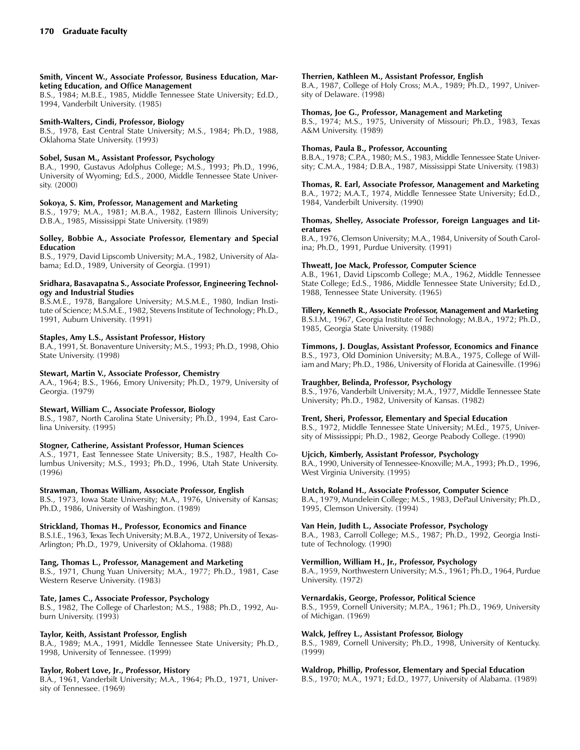**Smith, Vincent W., Associate Professor, Business Education, Marketing Education, and Office Management**
B.S., 1984; M.B.E., 1985, Middle Tennessee State University; Ed.D., 1994, Vanderbilt University. (1985)

**Smith-Walters, Cindi, Professor, Biology**
B.S., 1978, East Central State University; M.S., 1984; Ph.D., 1988, Oklahoma State University. (1993)

**Sobel, Susan M., Assistant Professor, Psychology**
B.A., 1990, Gustavus Adolphus College; M.S., 1993; Ph.D., 1996, University of Wyoming; Ed.S., 2000, Middle Tennessee State University. (2000)

**Sokoya, S. Kim, Professor, Management and Marketing**
B.S., 1979; M.A., 1981; M.B.A., 1982, Eastern Illinois University; D.B.A., 1985, Mississippi State University. (1989)

**Solley, Bobbie A., Associate Professor, Elementary and Special Education**
B.S., 1979, David Lipscomb University; M.A., 1982, University of Alabama; Ed.D., 1989, University of Georgia. (1991)

**Sridhara, Basavapatna S., Associate Professor, Engineering Technology and Industrial Studies**
B.S.M.E., 1978, Bangalore University; M.S.M.E., 1980, Indian Institute of Science; M.S.M.E., 1982, Stevens Institute of Technology; Ph.D., 1991, Auburn University. (1991)

**Staples, Amy L.S., Assistant Professor, History**
B.A., 1991, St. Bonaventure University; M.S., 1993; Ph.D., 1998, Ohio State University. (1998)

**Stewart, Martin V., Associate Professor, Chemistry**
A.A., 1964; B.S., 1966, Emory University; Ph.D., 1979, University of Georgia. (1979)

**Stewart, William C., Associate Professor, Biology**
B.S., 1987, North Carolina State University; Ph.D., 1994, East Carolina University. (1995)

**Stogner, Catherine, Assistant Professor, Human Sciences**
A.S., 1971, East Tennessee State University; B.S., 1987, Health Columbus University; M.S., 1993; Ph.D., 1996, Utah State University. (1996)

**Strawman, Thomas William, Associate Professor, English**
B.S., 1973, Iowa State University; M.A., 1976, University of Kansas; Ph.D., 1986, University of Washington. (1989)

**Strickland, Thomas H., Professor, Economics and Finance**
B.S.I.E., 1963, Texas Tech University; M.B.A., 1972, University of Texas-Arlington; Ph.D., 1979, University of Oklahoma. (1988)

**Tang, Thomas L., Professor, Management and Marketing**
B.S., 1971, Chung Yuan University; M.A., 1977; Ph.D., 1981, Case Western Reserve University. (1983)

**Tate, James C., Associate Professor, Psychology**
B.S., 1982, The College of Charleston; M.S., 1988; Ph.D., 1992, Auburn University. (1993)

**Taylor, Keith, Assistant Professor, English**
B.A., 1989; M.A., 1991, Middle Tennessee State University; Ph.D., 1998, University of Tennessee. (1999)

**Taylor, Robert Love, Jr., Professor, History**
B.A., 1961, Vanderbilt University; M.A., 1964; Ph.D., 1971, University of Tennessee. (1969)

**Therrien, Kathleen M., Assistant Professor, English**
B.A., 1987, College of Holy Cross; M.A., 1989; Ph.D., 1997, University of Delaware. (1998)

**Thomas, Joe G., Professor, Management and Marketing**
B.S., 1974; M.S., 1975, University of Missouri; Ph.D., 1983, Texas A&M University. (1989)

**Thomas, Paula B., Professor, Accounting**
B.B.A., 1978; C.P.A., 1980; M.S., 1983, Middle Tennessee State University; C.M.A., 1984; D.B.A., 1987, Mississippi State University. (1983)

**Thomas, R. Earl, Associate Professor, Management and Marketing**
B.A., 1972; M.A.T., 1974, Middle Tennessee State University; Ed.D., 1984, Vanderbilt University. (1990)

**Thomas, Shelley, Associate Professor, Foreign Languages and Literatures**
B.A., 1976, Clemson University; M.A., 1984, University of South Carolina; Ph.D., 1991, Purdue University. (1991)

**Thweatt, Joe Mack, Professor, Computer Science**
A.B., 1961, David Lipscomb College; M.A., 1962, Middle Tennessee State College; Ed.S., 1986, Middle Tennessee State University; Ed.D., 1988, Tennessee State University. (1965)

**Tillery, Kenneth R., Associate Professor, Management and Marketing**
B.S.I.M., 1967, Georgia Institute of Technology; M.B.A., 1972; Ph.D., 1985, Georgia State University. (1988)

**Timmons, J. Douglas, Assistant Professor, Economics and Finance**
B.S., 1973, Old Dominion University; M.B.A., 1975, College of William and Mary; Ph.D., 1986, University of Florida at Gainesville. (1996)

**Traughber, Belinda, Professor, Psychology**
B.S., 1976, Vanderbilt University; M.A., 1977, Middle Tennessee State University; Ph.D., 1982, University of Kansas. (1982)

**Trent, Sheri, Professor, Elementary and Special Education**
B.S., 1972, Middle Tennessee State University; M.Ed., 1975, University of Mississippi; Ph.D., 1982, George Peabody College. (1990)

**Ujcich, Kimberly, Assistant Professor, Psychology**
B.A., 1990, University of Tennessee-Knoxville; M.A., 1993; Ph.D., 1996, West Virginia University. (1995)

**Untch, Roland H., Associate Professor, Computer Science**
B.A., 1979, Mundelein College; M.S., 1983, DePaul University; Ph.D., 1995, Clemson University. (1994)

**Van Hein, Judith L., Associate Professor, Psychology**
B.A., 1983, Carroll College; M.S., 1987; Ph.D., 1992, Georgia Institute of Technology. (1990)

**Vermillion, William H., Jr., Professor, Psychology**
B.A., 1959, Northwestern University; M.S., 1961; Ph.D., 1964, Purdue University. (1972)

**Vernardakis, George, Professor, Political Science**
B.S., 1959, Cornell University; M.P.A., 1961; Ph.D., 1969, University of Michigan. (1969)

**Walck, Jeffrey L., Assistant Professor, Biology**
B.S., 1989, Cornell University; Ph.D., 1998, University of Kentucky. (1999)

**Waldrop, Phillip, Professor, Elementary and Special Education**
B.S., 1970; M.A., 1971; Ed.D., 1977, University of Alabama. (1989)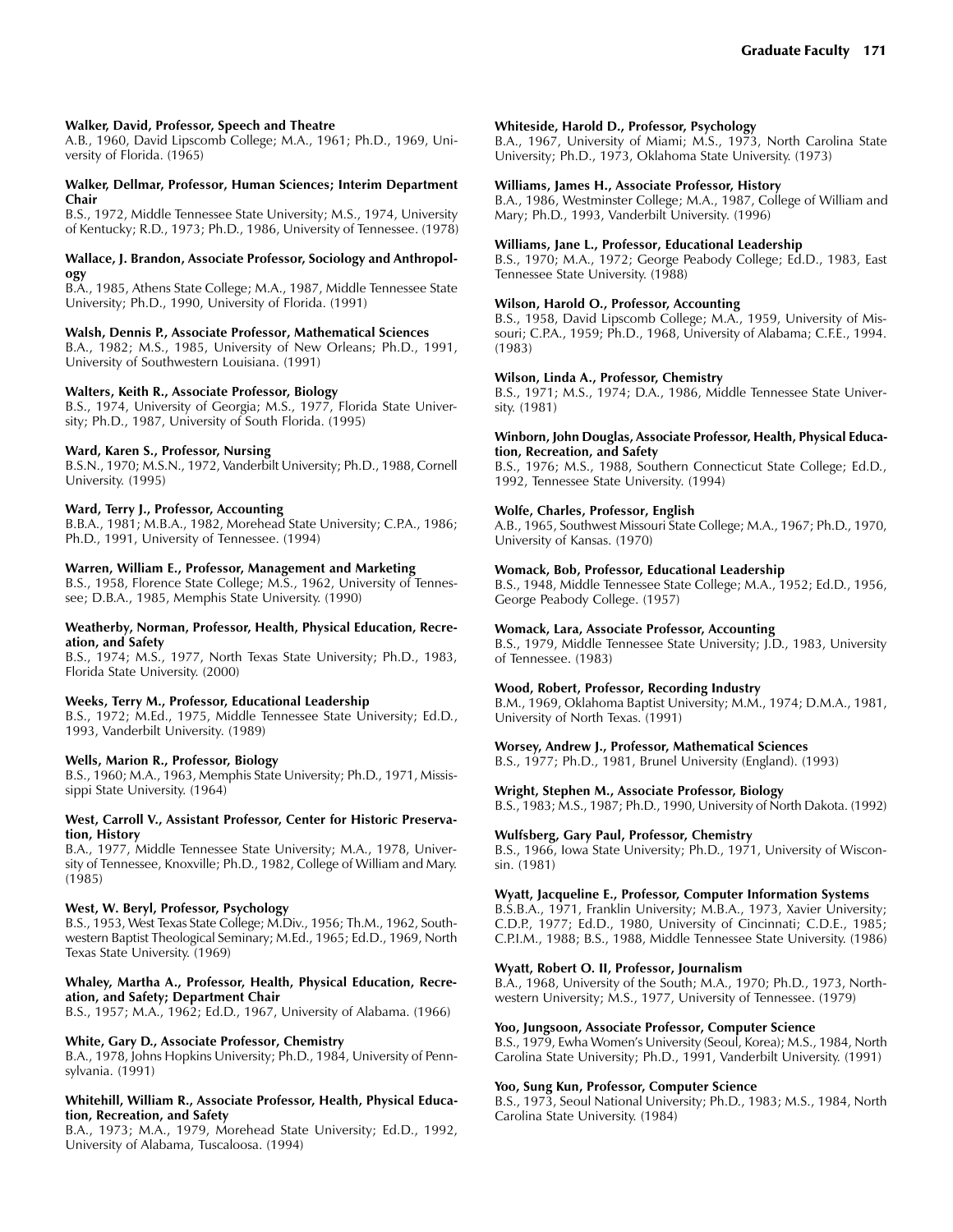**Walker, David, Professor, Speech and Theatre**
A.B., 1960, David Lipscomb College; M.A., 1961; Ph.D., 1969, University of Florida. (1965)

**Walker, Dellmar, Professor, Human Sciences; Interim Department Chair**
B.S., 1972, Middle Tennessee State University; M.S., 1974, University of Kentucky; R.D., 1973; Ph.D., 1986, University of Tennessee. (1978)

**Wallace, J. Brandon, Associate Professor, Sociology and Anthropology**
B.A., 1985, Athens State College; M.A., 1987, Middle Tennessee State University; Ph.D., 1990, University of Florida. (1991)

**Walsh, Dennis P., Associate Professor, Mathematical Sciences**
B.A., 1982; M.S., 1985, University of New Orleans; Ph.D., 1991, University of Southwestern Louisiana. (1991)

**Walters, Keith R., Associate Professor, Biology**
B.S., 1974, University of Georgia; M.S., 1977, Florida State University; Ph.D., 1987, University of South Florida. (1995)

**Ward, Karen S., Professor, Nursing**
B.S.N., 1970; M.S.N., 1972, Vanderbilt University; Ph.D., 1988, Cornell University. (1995)

**Ward, Terry J., Professor, Accounting**
B.B.A., 1981; M.B.A., 1982, Morehead State University; C.P.A., 1986; Ph.D., 1991, University of Tennessee. (1994)

**Warren, William E., Professor, Management and Marketing**
B.S., 1958, Florence State College; M.S., 1962, University of Tennessee; D.B.A., 1985, Memphis State University. (1990)

**Weatherby, Norman, Professor, Health, Physical Education, Recreation, and Safety**
B.S., 1974; M.S., 1977, North Texas State University; Ph.D., 1983, Florida State University. (2000)

**Weeks, Terry M., Professor, Educational Leadership**
B.S., 1972; M.Ed., 1975, Middle Tennessee State University; Ed.D., 1993, Vanderbilt University. (1989)

**Wells, Marion R., Professor, Biology**
B.S., 1960; M.A., 1963, Memphis State University; Ph.D., 1971, Mississippi State University. (1964)

**West, Carroll V., Assistant Professor, Center for Historic Preservation, History**
B.A., 1977, Middle Tennessee State University; M.A., 1978, University of Tennessee, Knoxville; Ph.D., 1982, College of William and Mary. (1985)

**West, W. Beryl, Professor, Psychology**
B.S., 1953, West Texas State College; M.Div., 1956; Th.M., 1962, Southwestern Baptist Theological Seminary; M.Ed., 1965; Ed.D., 1969, North Texas State University. (1969)

**Whaley, Martha A., Professor, Health, Physical Education, Recreation, and Safety; Department Chair**
B.S., 1957; M.A., 1962; Ed.D., 1967, University of Alabama. (1966)

**White, Gary D., Associate Professor, Chemistry**
B.A., 1978, Johns Hopkins University; Ph.D., 1984, University of Pennsylvania. (1991)

**Whitehill, William R., Associate Professor, Health, Physical Education, Recreation, and Safety**
B.A., 1973; M.A., 1979, Morehead State University; Ed.D., 1992, University of Alabama, Tuscaloosa. (1994)

**Whiteside, Harold D., Professor, Psychology**
B.A., 1967, University of Miami; M.S., 1973, North Carolina State University; Ph.D., 1973, Oklahoma State University. (1973)

**Williams, James H., Associate Professor, History**
B.A., 1986, Westminster College; M.A., 1987, College of William and Mary; Ph.D., 1993, Vanderbilt University. (1996)

**Williams, Jane L., Professor, Educational Leadership**
B.S., 1970; M.A., 1972; George Peabody College; Ed.D., 1983, East Tennessee State University. (1988)

**Wilson, Harold O., Professor, Accounting**
B.S., 1958, David Lipscomb College; M.A., 1959, University of Missouri; C.P.A., 1959; Ph.D., 1968, University of Alabama; C.F.E., 1994. (1983)

**Wilson, Linda A., Professor, Chemistry**
B.S., 1971; M.S., 1974; D.A., 1986, Middle Tennessee State University. (1981)

**Winborn, John Douglas, Associate Professor, Health, Physical Education, Recreation, and Safety**
B.S., 1976; M.S., 1988, Southern Connecticut State College; Ed.D., 1992, Tennessee State University. (1994)

**Wolfe, Charles, Professor, English**
A.B., 1965, Southwest Missouri State College; M.A., 1967; Ph.D., 1970, University of Kansas. (1970)

**Womack, Bob, Professor, Educational Leadership**
B.S., 1948, Middle Tennessee State College; M.A., 1952; Ed.D., 1956, George Peabody College. (1957)

**Womack, Lara, Associate Professor, Accounting**
B.S., 1979, Middle Tennessee State University; J.D., 1983, University of Tennessee. (1983)

**Wood, Robert, Professor, Recording Industry**
B.M., 1969, Oklahoma Baptist University; M.M., 1974; D.M.A., 1981, University of North Texas. (1991)

**Worsey, Andrew J., Professor, Mathematical Sciences**
B.S., 1977; Ph.D., 1981, Brunel University (England). (1993)

**Wright, Stephen M., Associate Professor, Biology**
B.S., 1983; M.S., 1987; Ph.D., 1990, University of North Dakota. (1992)

**Wulfsberg, Gary Paul, Professor, Chemistry**
B.S., 1966, Iowa State University; Ph.D., 1971, University of Wisconsin. (1981)

**Wyatt, Jacqueline E., Professor, Computer Information Systems**
B.S.B.A., 1971, Franklin University; M.B.A., 1973, Xavier University; C.D.P., 1977; Ed.D., 1980, University of Cincinnati; C.D.E., 1985; C.P.I.M., 1988; B.S., 1988, Middle Tennessee State University. (1986)

**Wyatt, Robert O. II, Professor, Journalism**
B.A., 1968, University of the South; M.A., 1970; Ph.D., 1973, Northwestern University; M.S., 1977, University of Tennessee. (1979)

**Yoo, Jungsoon, Associate Professor, Computer Science**
B.S., 1979, Ewha Women's University (Seoul, Korea); M.S., 1984, North Carolina State University; Ph.D., 1991, Vanderbilt University. (1991)

**Yoo, Sung Kun, Professor, Computer Science**
B.S., 1973, Seoul National University; Ph.D., 1983; M.S., 1984, North Carolina State University. (1984)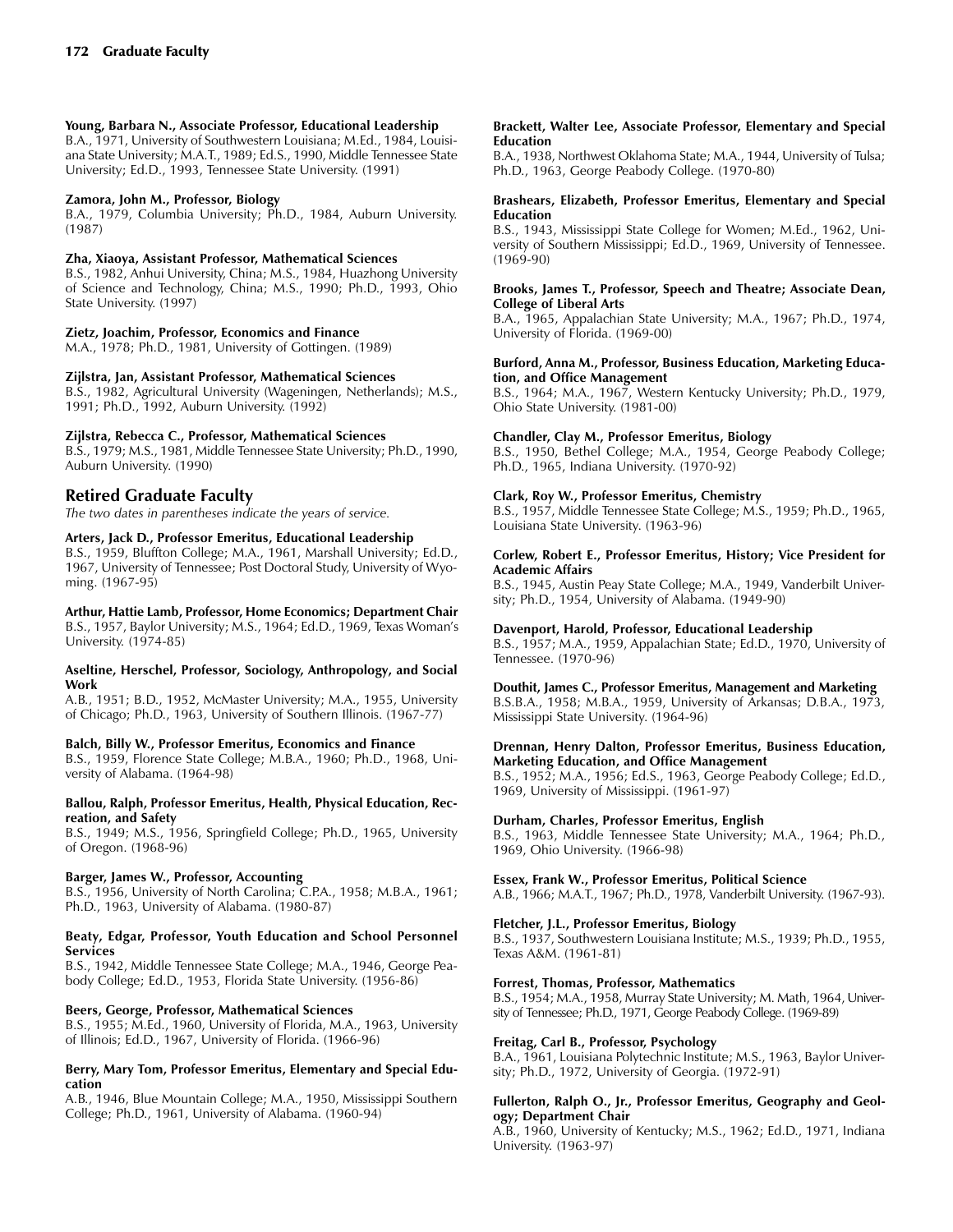**Young, Barbara N., Associate Professor, Educational Leadership**
B.A., 1971, University of Southwestern Louisiana; M.Ed., 1984, Louisiana State University; M.A.T., 1989; Ed.S., 1990, Middle Tennessee State University; Ed.D., 1993, Tennessee State University. (1991)

**Zamora, John M., Professor, Biology**
B.A., 1979, Columbia University; Ph.D., 1984, Auburn University. (1987)

**Zha, Xiaoya, Assistant Professor, Mathematical Sciences**
B.S., 1982, Anhui University, China; M.S., 1984, Huazhong University of Science and Technology, China; M.S., 1990; Ph.D., 1993, Ohio State University. (1997)

**Zietz, Joachim, Professor, Economics and Finance**
M.A., 1978; Ph.D., 1981, University of Gottingen. (1989)

**Zijlstra, Jan, Assistant Professor, Mathematical Sciences**
B.S., 1982, Agricultural University (Wageningen, Netherlands); M.S., 1991; Ph.D., 1992, Auburn University. (1992)

**Zijlstra, Rebecca C., Professor, Mathematical Sciences**
B.S., 1979; M.S., 1981, Middle Tennessee State University; Ph.D., 1990, Auburn University. (1990)

## Retired Graduate Faculty

*The two dates in parentheses indicate the years of service.*

**Arters, Jack D., Professor Emeritus, Educational Leadership**
B.S., 1959, Bluffton College; M.A., 1961, Marshall University; Ed.D., 1967, University of Tennessee; Post Doctoral Study, University of Wyoming. (1967-95)

**Arthur, Hattie Lamb, Professor, Home Economics; Department Chair**
B.S., 1957, Baylor University; M.S., 1964; Ed.D., 1969, Texas Woman's University. (1974-85)

**Aseltine, Herschel, Professor, Sociology, Anthropology, and Social Work**
A.B., 1951; B.D., 1952, McMaster University; M.A., 1955, University of Chicago; Ph.D., 1963, University of Southern Illinois. (1967-77)

**Balch, Billy W., Professor Emeritus, Economics and Finance**
B.S., 1959, Florence State College; M.B.A., 1960; Ph.D., 1968, University of Alabama. (1964-98)

**Ballou, Ralph, Professor Emeritus, Health, Physical Education, Recreation, and Safety**
B.S., 1949; M.S., 1956, Springfield College; Ph.D., 1965, University of Oregon. (1968-96)

**Barger, James W., Professor, Accounting**
B.S., 1956, University of North Carolina; C.P.A., 1958; M.B.A., 1961; Ph.D., 1963, University of Alabama. (1980-87)

**Beaty, Edgar, Professor, Youth Education and School Personnel Services**
B.S., 1942, Middle Tennessee State College; M.A., 1946, George Peabody College; Ed.D., 1953, Florida State University. (1956-86)

**Beers, George, Professor, Mathematical Sciences**
B.S., 1955; M.Ed., 1960, University of Florida, M.A., 1963, University of Illinois; Ed.D., 1967, University of Florida. (1966-96)

**Berry, Mary Tom, Professor Emeritus, Elementary and Special Education**
A.B., 1946, Blue Mountain College; M.A., 1950, Mississippi Southern College; Ph.D., 1961, University of Alabama. (1960-94)

**Brackett, Walter Lee, Associate Professor, Elementary and Special Education**
B.A., 1938, Northwest Oklahoma State; M.A., 1944, University of Tulsa; Ph.D., 1963, George Peabody College. (1970-80)

**Brashears, Elizabeth, Professor Emeritus, Elementary and Special Education**
B.S., 1943, Mississippi State College for Women; M.Ed., 1962, University of Southern Mississippi; Ed.D., 1969, University of Tennessee. (1969-90)

**Brooks, James T., Professor, Speech and Theatre; Associate Dean, College of Liberal Arts**
B.A., 1965, Appalachian State University; M.A., 1967; Ph.D., 1974, University of Florida. (1969-00)

**Burford, Anna M., Professor, Business Education, Marketing Education, and Office Management**
B.S., 1964; M.A., 1967, Western Kentucky University; Ph.D., 1979, Ohio State University. (1981-00)

**Chandler, Clay M., Professor Emeritus, Biology**
B.S., 1950, Bethel College; M.A., 1954, George Peabody College; Ph.D., 1965, Indiana University. (1970-92)

**Clark, Roy W., Professor Emeritus, Chemistry**
B.S., 1957, Middle Tennessee State College; M.S., 1959; Ph.D., 1965, Louisiana State University. (1963-96)

**Corlew, Robert E., Professor Emeritus, History; Vice President for Academic Affairs**
B.S., 1945, Austin Peay State College; M.A., 1949, Vanderbilt University; Ph.D., 1954, University of Alabama. (1949-90)

**Davenport, Harold, Professor, Educational Leadership**
B.S., 1957; M.A., 1959, Appalachian State; Ed.D., 1970, University of Tennessee. (1970-96)

**Douthit, James C., Professor Emeritus, Management and Marketing**
B.S.B.A., 1958; M.B.A., 1959, University of Arkansas; D.B.A., 1973, Mississippi State University. (1964-96)

**Drennan, Henry Dalton, Professor Emeritus, Business Education, Marketing Education, and Office Management**
B.S., 1952; M.A., 1956; Ed.S., 1963, George Peabody College; Ed.D., 1969, University of Mississippi. (1961-97)

**Durham, Charles, Professor Emeritus, English**
B.S., 1963, Middle Tennessee State University; M.A., 1964; Ph.D., 1969, Ohio University. (1966-98)

**Essex, Frank W., Professor Emeritus, Political Science**
A.B., 1966; M.A.T., 1967; Ph.D., 1978, Vanderbilt University. (1967-93).

**Fletcher, J.L., Professor Emeritus, Biology**
B.S., 1937, Southwestern Louisiana Institute; M.S., 1939; Ph.D., 1955, Texas A&M. (1961-81)

**Forrest, Thomas, Professor, Mathematics**
B.S., 1954; M.A., 1958, Murray State University; M. Math, 1964, University of Tennessee; Ph.D., 1971, George Peabody College. (1969-89)

**Freitag, Carl B., Professor, Psychology**
B.A., 1961, Louisiana Polytechnic Institute; M.S., 1963, Baylor University; Ph.D., 1972, University of Georgia. (1972-91)

**Fullerton, Ralph O., Jr., Professor Emeritus, Geography and Geology; Department Chair**
A.B., 1960, University of Kentucky; M.S., 1962; Ed.D., 1971, Indiana University. (1963-97)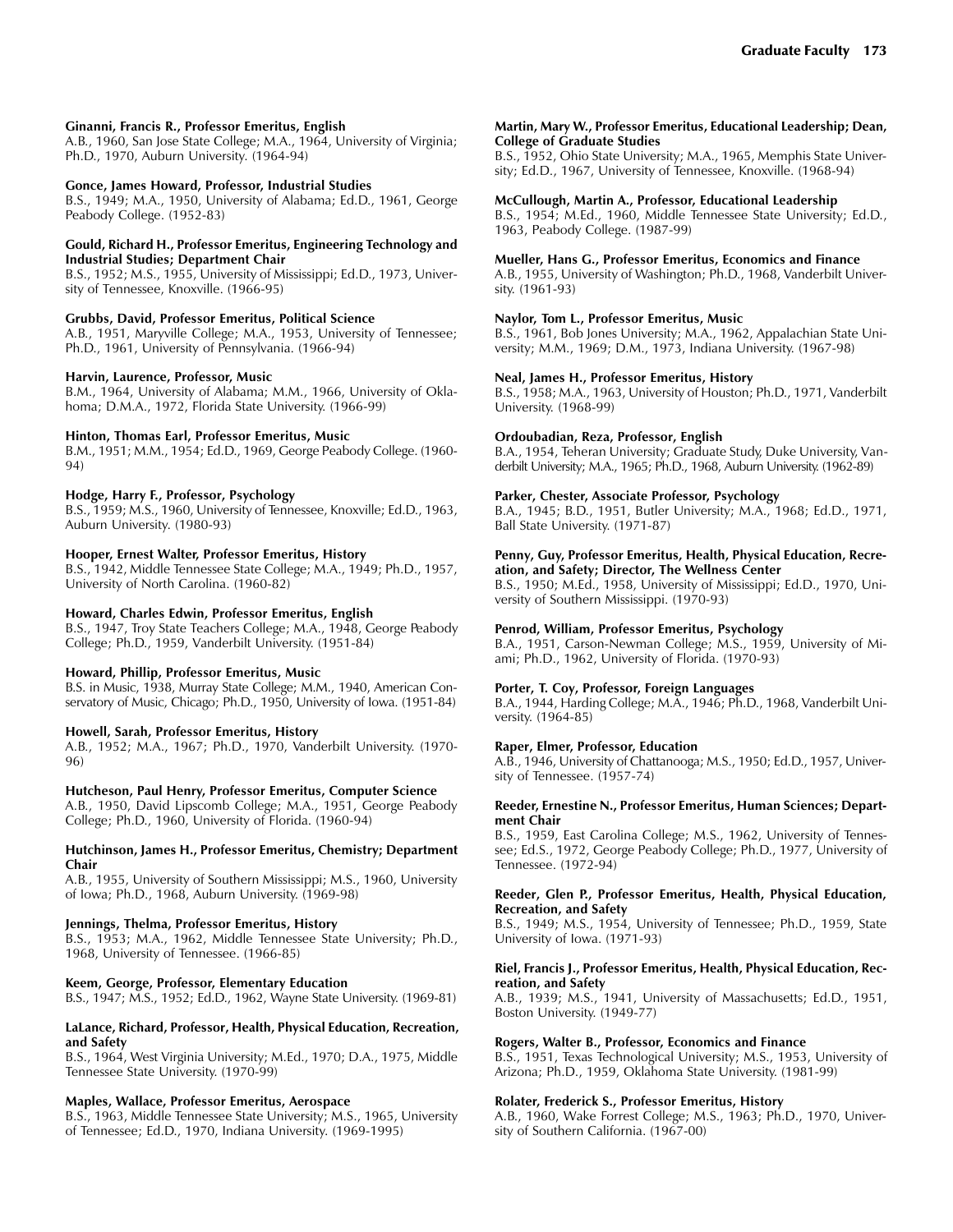**Ginanni, Francis R., Professor Emeritus, English**
A.B., 1960, San Jose State College; M.A., 1964, University of Virginia; Ph.D., 1970, Auburn University. (1964-94)

**Gonce, James Howard, Professor, Industrial Studies**
B.S., 1949; M.A., 1950, University of Alabama; Ed.D., 1961, George Peabody College. (1952-83)

**Gould, Richard H., Professor Emeritus, Engineering Technology and Industrial Studies; Department Chair**
B.S., 1952; M.S., 1955, University of Mississippi; Ed.D., 1973, University of Tennessee, Knoxville. (1966-95)

**Grubbs, David, Professor Emeritus, Political Science**
A.B., 1951, Maryville College; M.A., 1953, University of Tennessee; Ph.D., 1961, University of Pennsylvania. (1966-94)

**Harvin, Laurence, Professor, Music**
B.M., 1964, University of Alabama; M.M., 1966, University of Oklahoma; D.M.A., 1972, Florida State University. (1966-99)

**Hinton, Thomas Earl, Professor Emeritus, Music**
B.M., 1951; M.M., 1954; Ed.D., 1969, George Peabody College. (1960-94)

**Hodge, Harry F., Professor, Psychology**
B.S., 1959; M.S., 1960, University of Tennessee, Knoxville; Ed.D., 1963, Auburn University. (1980-93)

**Hooper, Ernest Walter, Professor Emeritus, History**
B.S., 1942, Middle Tennessee State College; M.A., 1949; Ph.D., 1957, University of North Carolina. (1960-82)

**Howard, Charles Edwin, Professor Emeritus, English**
B.S., 1947, Troy State Teachers College; M.A., 1948, George Peabody College; Ph.D., 1959, Vanderbilt University. (1951-84)

**Howard, Phillip, Professor Emeritus, Music**
B.S. in Music, 1938, Murray State College; M.M., 1940, American Conservatory of Music, Chicago; Ph.D., 1950, University of Iowa. (1951-84)

**Howell, Sarah, Professor Emeritus, History**
A.B., 1952; M.A., 1967; Ph.D., 1970, Vanderbilt University. (1970-96)

**Hutcheson, Paul Henry, Professor Emeritus, Computer Science**
A.B., 1950, David Lipscomb College; M.A., 1951, George Peabody College; Ph.D., 1960, University of Florida. (1960-94)

**Hutchinson, James H., Professor Emeritus, Chemistry; Department Chair**
A.B., 1955, University of Southern Mississippi; M.S., 1960, University of Iowa; Ph.D., 1968, Auburn University. (1969-98)

**Jennings, Thelma, Professor Emeritus, History**
B.S., 1953; M.A., 1962, Middle Tennessee State University; Ph.D., 1968, University of Tennessee. (1966-85)

**Keem, George, Professor, Elementary Education**
B.S., 1947; M.S., 1952; Ed.D., 1962, Wayne State University. (1969-81)

**LaLance, Richard, Professor, Health, Physical Education, Recreation, and Safety**
B.S., 1964, West Virginia University; M.Ed., 1970; D.A., 1975, Middle Tennessee State University. (1970-99)

**Maples, Wallace, Professor Emeritus, Aerospace**
B.S., 1963, Middle Tennessee State University; M.S., 1965, University of Tennessee; Ed.D., 1970, Indiana University. (1969-1995)

**Martin, Mary W., Professor Emeritus, Educational Leadership; Dean, College of Graduate Studies**
B.S., 1952, Ohio State University; M.A., 1965, Memphis State University; Ed.D., 1967, University of Tennessee, Knoxville. (1968-94)

**McCullough, Martin A., Professor, Educational Leadership**
B.S., 1954; M.Ed., 1960, Middle Tennessee State University; Ed.D., 1963, Peabody College. (1987-99)

**Mueller, Hans G., Professor Emeritus, Economics and Finance**
A.B., 1955, University of Washington; Ph.D., 1968, Vanderbilt University. (1961-93)

**Naylor, Tom L., Professor Emeritus, Music**
B.S., 1961, Bob Jones University; M.A., 1962, Appalachian State University; M.M., 1969; D.M., 1973, Indiana University. (1967-98)

**Neal, James H., Professor Emeritus, History**
B.S., 1958; M.A., 1963, University of Houston; Ph.D., 1971, Vanderbilt University. (1968-99)

**Ordoubadian, Reza, Professor, English**
B.A., 1954, Teheran University; Graduate Study, Duke University, Vanderbilt University; M.A., 1965; Ph.D., 1968, Auburn University. (1962-89)

**Parker, Chester, Associate Professor, Psychology**
B.A., 1945; B.D., 1951, Butler University; M.A., 1968; Ed.D., 1971, Ball State University. (1971-87)

**Penny, Guy, Professor Emeritus, Health, Physical Education, Recreation, and Safety; Director, The Wellness Center**
B.S., 1950; M.Ed., 1958, University of Mississippi; Ed.D., 1970, University of Southern Mississippi. (1970-93)

**Penrod, William, Professor Emeritus, Psychology**
B.A., 1951, Carson-Newman College; M.S., 1959, University of Miami; Ph.D., 1962, University of Florida. (1970-93)

**Porter, T. Coy, Professor, Foreign Languages**
B.A., 1944, Harding College; M.A., 1946; Ph.D., 1968, Vanderbilt University. (1964-85)

**Raper, Elmer, Professor, Education**
A.B., 1946, University of Chattanooga; M.S., 1950; Ed.D., 1957, University of Tennessee. (1957-74)

**Reeder, Ernestine N., Professor Emeritus, Human Sciences; Department Chair**
B.S., 1959, East Carolina College; M.S., 1962, University of Tennessee; Ed.S., 1972, George Peabody College; Ph.D., 1977, University of Tennessee. (1972-94)

**Reeder, Glen P., Professor Emeritus, Health, Physical Education, Recreation, and Safety**
B.S., 1949; M.S., 1954, University of Tennessee; Ph.D., 1959, State University of Iowa. (1971-93)

**Riel, Francis J., Professor Emeritus, Health, Physical Education, Recreation, and Safety**
A.B., 1939; M.S., 1941, University of Massachusetts; Ed.D., 1951, Boston University. (1949-77)

**Rogers, Walter B., Professor, Economics and Finance**
B.S., 1951, Texas Technological University; M.S., 1953, University of Arizona; Ph.D., 1959, Oklahoma State University. (1981-99)

**Rolater, Frederick S., Professor Emeritus, History**
A.B., 1960, Wake Forrest College; M.S., 1963; Ph.D., 1970, University of Southern California. (1967-00)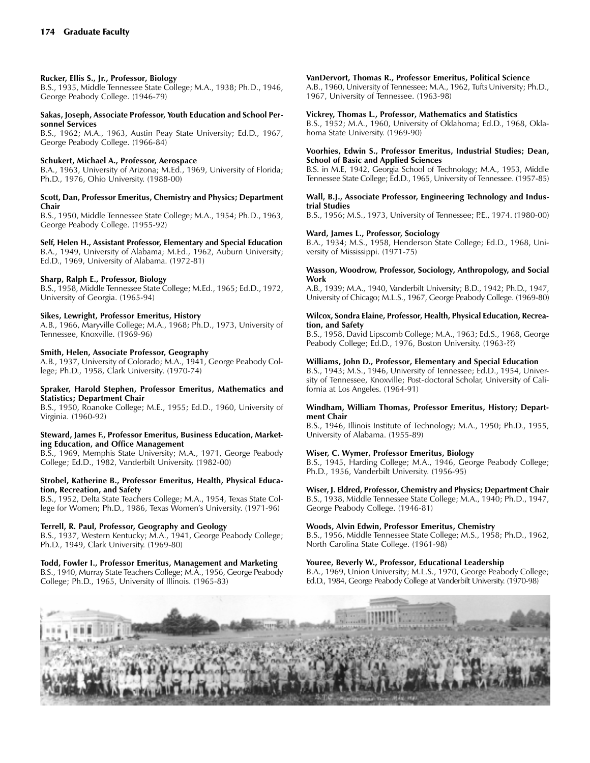**Rucker, Ellis S., Jr., Professor, Biology**
B.S., 1935, Middle Tennessee State College; M.A., 1938; Ph.D., 1946, George Peabody College. (1946-79)

**Sakas, Joseph, Associate Professor, Youth Education and School Personnel Services**
B.S., 1962; M.A., 1963, Austin Peay State University; Ed.D., 1967, George Peabody College. (1966-84)

**Schukert, Michael A., Professor, Aerospace**
B.A., 1963, University of Arizona; M.Ed., 1969, University of Florida; Ph.D., 1976, Ohio University. (1988-00)

**Scott, Dan, Professor Emeritus, Chemistry and Physics; Department Chair**
B.S., 1950, Middle Tennessee State College; M.A., 1954; Ph.D., 1963, George Peabody College. (1955-92)

**Self, Helen H., Assistant Professor, Elementary and Special Education**
B.A., 1949, University of Alabama; M.Ed., 1962, Auburn University; Ed.D., 1969, University of Alabama. (1972-81)

**Sharp, Ralph E., Professor, Biology**
B.S., 1958, Middle Tennessee State College; M.Ed., 1965; Ed.D., 1972, University of Georgia. (1965-94)

**Sikes, Lewright, Professor Emeritus, History**
A.B., 1966, Maryville College; M.A., 1968; Ph.D., 1973, University of Tennessee, Knoxville. (1969-96)

**Smith, Helen, Associate Professor, Geography**
A.B., 1937, University of Colorado; M.A., 1941, George Peabody College; Ph.D., 1958, Clark University. (1970-74)

**Spraker, Harold Stephen, Professor Emeritus, Mathematics and Statistics; Department Chair**
B.S., 1950, Roanoke College; M.E., 1955; Ed.D., 1960, University of Virginia. (1960-92)

**Steward, James F., Professor Emeritus, Business Education, Marketing Education, and Office Management**
B.S., 1969, Memphis State University; M.A., 1971, George Peabody College; Ed.D., 1982, Vanderbilt University. (1982-00)

**Strobel, Katherine B., Professor Emeritus, Health, Physical Education, Recreation, and Safety**
B.S., 1952, Delta State Teachers College; M.A., 1954, Texas State College for Women; Ph.D., 1986, Texas Women's University. (1971-96)

**Terrell, R. Paul, Professor, Geography and Geology**
B.S., 1937, Western Kentucky; M.A., 1941, George Peabody College; Ph.D., 1949, Clark University. (1969-80)

**Todd, Fowler I., Professor Emeritus, Management and Marketing**
B.S., 1940, Murray State Teachers College; M.A., 1956, George Peabody College; Ph.D., 1965, University of Illinois. (1965-83)

**VanDervort, Thomas R., Professor Emeritus, Political Science**
A.B., 1960, University of Tennessee; M.A., 1962, Tufts University; Ph.D., 1967, University of Tennessee. (1963-98)

**Vickrey, Thomas L., Professor, Mathematics and Statistics**
B.S., 1952; M.A., 1960, University of Oklahoma; Ed.D., 1968, Oklahoma State University. (1969-90)

**Voorhies, Edwin S., Professor Emeritus, Industrial Studies; Dean, School of Basic and Applied Sciences**
B.S. in M.E, 1942, Georgia School of Technology; M.A., 1953, Middle Tennessee State College; Ed.D., 1965, University of Tennessee. (1957-85)

**Wall, B.J., Associate Professor, Engineering Technology and Industrial Studies**
B.S., 1956; M.S., 1973, University of Tennessee; P.E., 1974. (1980-00)

**Ward, James L., Professor, Sociology**
B.A., 1934; M.S., 1958, Henderson State College; Ed.D., 1968, University of Mississippi. (1971-75)

**Wasson, Woodrow, Professor, Sociology, Anthropology, and Social Work**
A.B., 1939; M.A., 1940, Vanderbilt University; B.D., 1942; Ph.D., 1947, University of Chicago; M.L.S., 1967, George Peabody College. (1969-80)

**Wilcox, Sondra Elaine, Professor, Health, Physical Education, Recreation, and Safety**
B.S., 1958, David Lipscomb College; M.A., 1963; Ed.S., 1968, George Peabody College; Ed.D., 1976, Boston University. (1963-??)

**Williams, John D., Professor, Elementary and Special Education**
B.S., 1943; M.S., 1946, University of Tennessee; Ed.D., 1954, University of Tennessee, Knoxville; Post-doctoral Scholar, University of California at Los Angeles. (1964-91)

**Windham, William Thomas, Professor Emeritus, History; Department Chair**
B.S., 1946, Illinois Institute of Technology; M.A., 1950; Ph.D., 1955, University of Alabama. (1955-89)

**Wiser, C. Wymer, Professor Emeritus, Biology**
B.S., 1945, Harding College; M.A., 1946, George Peabody College; Ph.D., 1956, Vanderbilt University. (1956-95)

**Wiser, J. Eldred, Professor, Chemistry and Physics; Department Chair**
B.S., 1938, Middle Tennessee State College; M.A., 1940; Ph.D., 1947, George Peabody College. (1946-81)

**Woods, Alvin Edwin, Professor Emeritus, Chemistry**
B.S., 1956, Middle Tennessee State College; M.S., 1958; Ph.D., 1962, North Carolina State College. (1961-98)

**Youree, Beverly W., Professor, Educational Leadership**
B.A., 1969, Union University; M.L.S., 1970, George Peabody College; Ed.D., 1984, George Peabody College at Vanderbilt University. (1970-98)